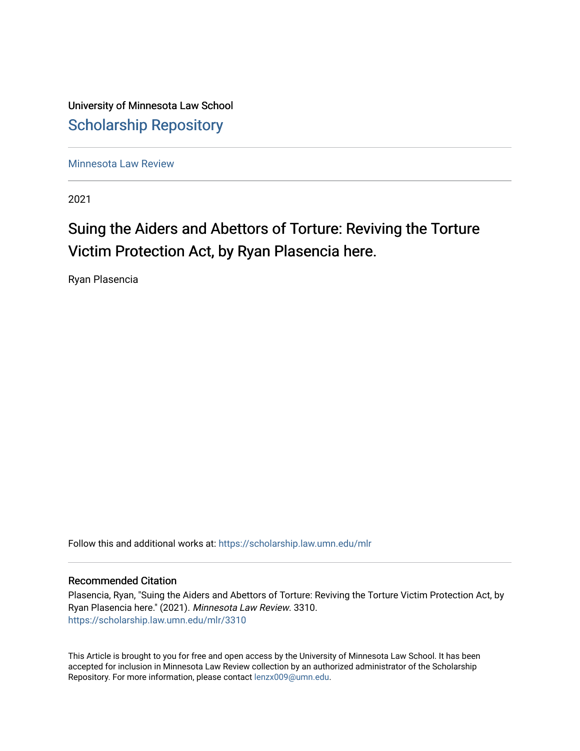University of Minnesota Law School

# Scholarship Repository

Minnesota Law Review

2021

## Suing the Aiders and Abettors of Torture: Reviving the Torture Victim Protection Act, by Ryan Plasencia here.

Ryan Plasencia

Follow this and additional works at: https://scholarship.law.umn.edu/mlr

### Recommended Citation

Plasencia, Ryan, "Suing the Aiders and Abettors of Torture: Reviving the Torture Victim Protection Act, by Ryan Plasencia here." (2021). *Minnesota Law Review*. 3310.
https://scholarship.law.umn.edu/mlr/3310

This Article is brought to you for free and open access by the University of Minnesota Law School. It has been accepted for inclusion in Minnesota Law Review collection by an authorized administrator of the Scholarship Repository. For more information, please contact lenzx009@umn.edu.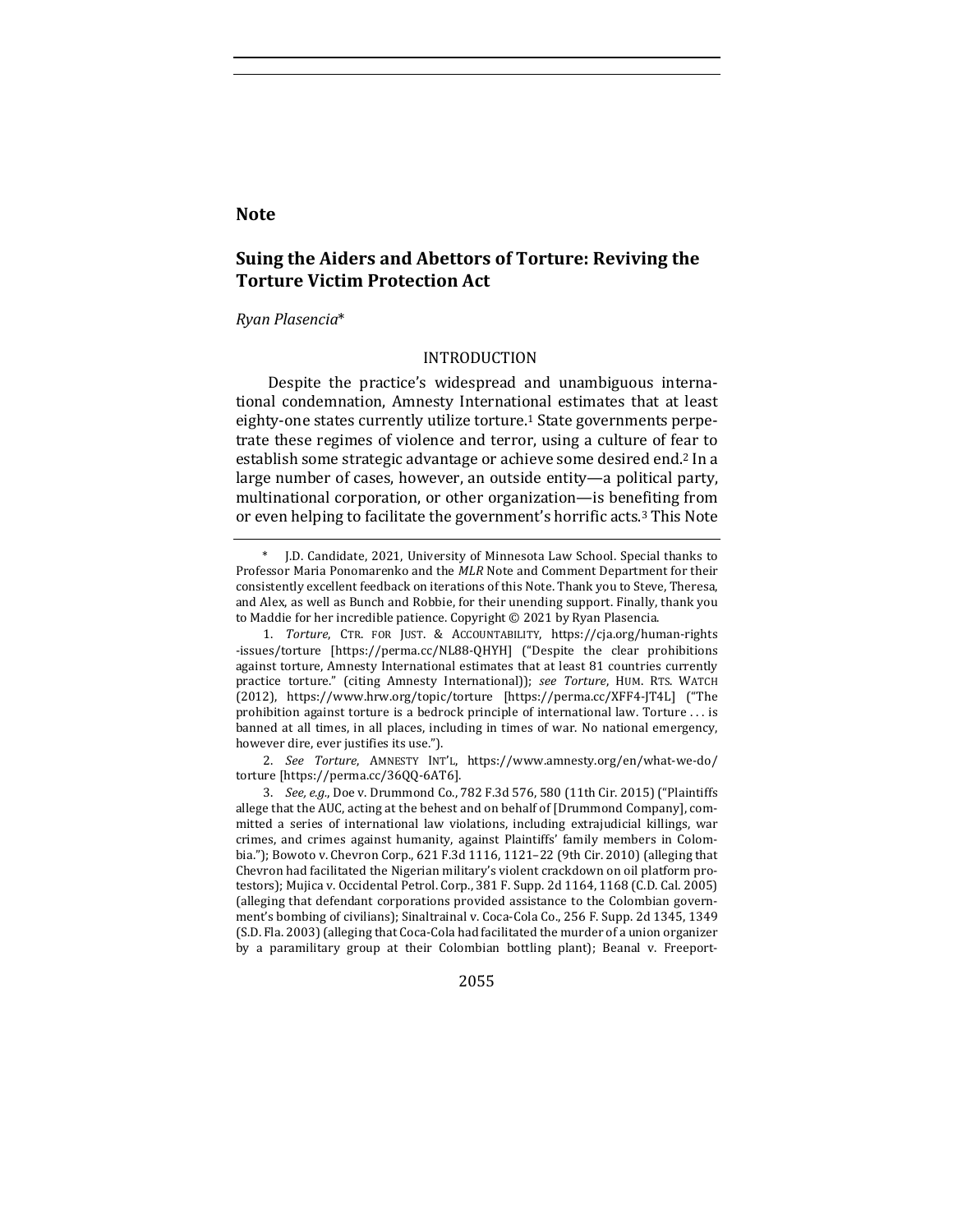**Note**

# Suing the Aiders and Abettors of Torture: Reviving the Torture Victim Protection Act

*Ryan Plasencia*\*

## INTRODUCTION

Despite the practice's widespread and unambiguous international condemnation, Amnesty International estimates that at least eighty-one states currently utilize torture.[1] State governments perpetrate these regimes of violence and terror, using a culture of fear to establish some strategic advantage or achieve some desired end.[2] In a large number of cases, however, an outside entity—a political party, multinational corporation, or other organization—is benefiting from or even helping to facilitate the government's horrific acts.[3] This Note

---

\* J.D. Candidate, 2021, University of Minnesota Law School. Special thanks to Professor Maria Ponomarenko and the *MLR* Note and Comment Department for their consistently excellent feedback on iterations of this Note. Thank you to Steve, Theresa, and Alex, as well as Bunch and Robbie, for their unending support. Finally, thank you to Maddie for her incredible patience. Copyright © 2021 by Ryan Plasencia.

1. *Torture*, CTR. FOR JUST. & ACCOUNTABILITY, https://cja.org/human-rights-issues/torture [https://perma.cc/NL88-QHYH] ("Despite the clear prohibitions against torture, Amnesty International estimates that at least 81 countries currently practice torture." (citing Amnesty International)); *see Torture*, HUM. RTS. WATCH (2012), https://www.hrw.org/topic/torture [https://perma.cc/XFF4-JT4L] ("The prohibition against torture is a bedrock principle of international law. Torture . . . is banned at all times, in all places, including in times of war. No national emergency, however dire, ever justifies its use.").

2. *See Torture*, AMNESTY INT'L, https://www.amnesty.org/en/what-we-do/torture [https://perma.cc/36QQ-6AT6].

3. *See, e.g.*, Doe v. Drummond Co., 782 F.3d 576, 580 (11th Cir. 2015) ("Plaintiffs allege that the AUC, acting at the behest and on behalf of [Drummond Company], committed a series of international law violations, including extrajudicial killings, war crimes, and crimes against humanity, against Plaintiffs' family members in Colombia."); Bowoto v. Chevron Corp., 621 F.3d 1116, 1121–22 (9th Cir. 2010) (alleging that Chevron had facilitated the Nigerian military's violent crackdown on oil platform protestors); Mujica v. Occidental Petrol. Corp., 381 F. Supp. 2d 1164, 1168 (C.D. Cal. 2005) (alleging that defendant corporations provided assistance to the Colombian government's bombing of civilians); Sinaltrainal v. Coca-Cola Co., 256 F. Supp. 2d 1345, 1349 (S.D. Fla. 2003) (alleging that Coca-Cola had facilitated the murder of a union organizer by a paramilitary group at their Colombian bottling plant); Beanal v. Freeport-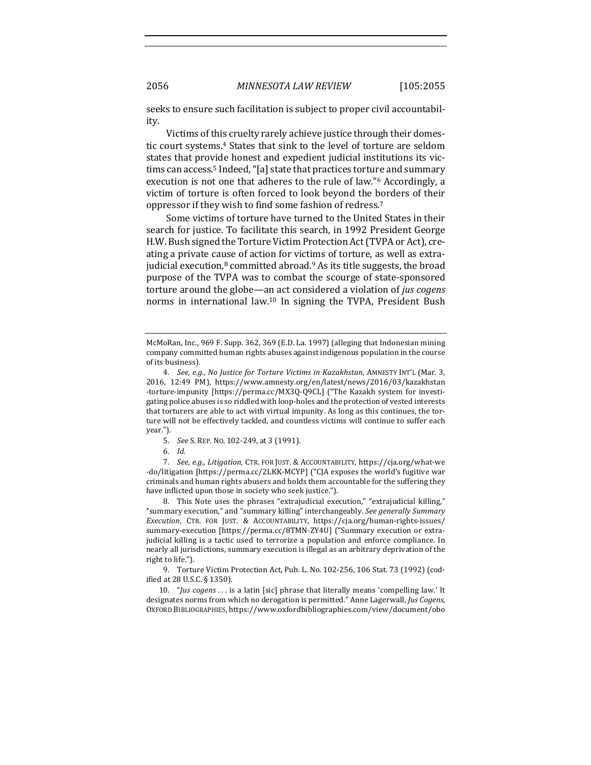seeks to ensure such facilitation is subject to proper civil accountability.

Victims of this cruelty rarely achieve justice through their domestic court systems.[4] States that sink to the level of torture are seldom states that provide honest and expedient judicial institutions its victims can access.[5] Indeed, "[a] state that practices torture and summary execution is not one that adheres to the rule of law."[6] Accordingly, a victim of torture is often forced to look beyond the borders of their oppressor if they wish to find some fashion of redress.[7]

Some victims of torture have turned to the United States in their search for justice. To facilitate this search, in 1992 President George H.W. Bush signed the Torture Victim Protection Act (TVPA or Act), creating a private cause of action for victims of torture, as well as extrajudicial execution,[8] committed abroad.[9] As its title suggests, the broad purpose of the TVPA was to combat the scourge of state-sponsored torture around the globe—an act considered a violation of *jus cogens* norms in international law.[10] In signing the TVPA, President Bush

---

McMoRan, Inc., 969 F. Supp. 362, 369 (E.D. La. 1997) (alleging that Indonesian mining company committed human rights abuses against indigenous population in the course of its business).

4. *See, e.g.*, *No Justice for Torture Victims in Kazakhstan*, AMNESTY INT'L (Mar. 3, 2016, 12:49 PM), https://www.amnesty.org/en/latest/news/2016/03/kazakhstan-torture-impunity [https://perma.cc/MX3Q-Q9CL] ("The Kazakh system for investigating police abuses is so riddled with loop-holes and the protection of vested interests that torturers are able to act with virtual impunity. As long as this continues, the torture will not be effectively tackled, and countless victims will continue to suffer each year.").

5. *See* S. REP. NO. 102-249, at 3 (1991).

6. *Id.*

7. *See, e.g.*, *Litigation*, CTR. FOR JUST. & ACCOUNTABILITY, https://cja.org/what-we-do/litigation [https://perma.cc/2LKK-MCYP] ("CJA exposes the world's fugitive war criminals and human rights abusers and holds them accountable for the suffering they have inflicted upon those in society who seek justice.").

8. This Note uses the phrases "extrajudicial execution," "extrajudicial killing," "summary execution," and "summary killing" interchangeably. *See generally Summary Execution*, CTR. FOR JUST. & ACCOUNTABILITY, https://cja.org/human-rights-issues/summary-execution [https://perma.cc/8TMN-ZY4U] ("Summary execution or extrajudicial killing is a tactic used to terrorize a population and enforce compliance. In nearly all jurisdictions, summary execution is illegal as an arbitrary deprivation of the right to life.").

9. Torture Victim Protection Act, Pub. L. No. 102-256, 106 Stat. 73 (1992) (codified at 28 U.S.C. § 1350).

10. "*Jus cogens* . . . is a latin [sic] phrase that literally means 'compelling law.' It designates norms from which no derogation is permitted." Anne Lagerwall, *Jus Cogens*, OXFORD BIBLIOGRAPHIES, https://www.oxfordbibliographies.com/view/document/obo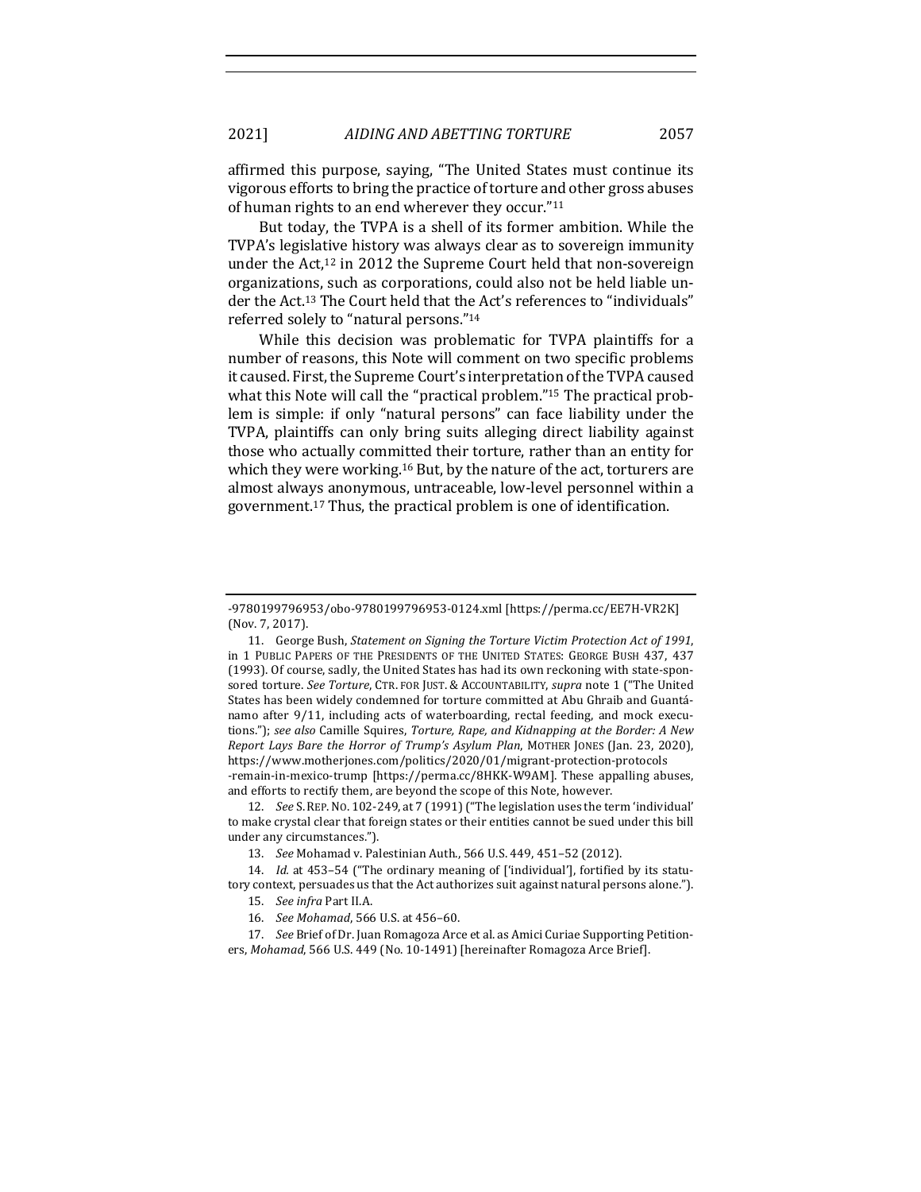affirmed this purpose, saying, "The United States must continue its vigorous efforts to bring the practice of torture and other gross abuses of human rights to an end wherever they occur."[11]

But today, the TVPA is a shell of its former ambition. While the TVPA's legislative history was always clear as to sovereign immunity under the Act,[12] in 2012 the Supreme Court held that non-sovereign organizations, such as corporations, could also not be held liable under the Act.[13] The Court held that the Act's references to "individuals" referred solely to "natural persons."[14]

While this decision was problematic for TVPA plaintiffs for a number of reasons, this Note will comment on two specific problems it caused. First, the Supreme Court's interpretation of the TVPA caused what this Note will call the "practical problem."[15] The practical problem is simple: if only "natural persons" can face liability under the TVPA, plaintiffs can only bring suits alleging direct liability against those who actually committed their torture, rather than an entity for which they were working.[16] But, by the nature of the act, torturers are almost always anonymous, untraceable, low-level personnel within a government.[17] Thus, the practical problem is one of identification.

---

-9780199796953/obo-9780199796953-0124.xml [https://perma.cc/EE7H-VR2K] (Nov. 7, 2017).

11. George Bush, *Statement on Signing the Torture Victim Protection Act of 1991*, in 1 PUBLIC PAPERS OF THE PRESIDENTS OF THE UNITED STATES: GEORGE BUSH 437, 437 (1993). Of course, sadly, the United States has had its own reckoning with state-sponsored torture. *See Torture*, CTR. FOR JUST. & ACCOUNTABILITY, *supra* note 1 ("The United States has been widely condemned for torture committed at Abu Ghraib and Guantánamo after 9/11, including acts of waterboarding, rectal feeding, and mock executions."); *see also* Camille Squires, *Torture, Rape, and Kidnapping at the Border: A New Report Lays Bare the Horror of Trump's Asylum Plan*, MOTHER JONES (Jan. 23, 2020), https://www.motherjones.com/politics/2020/01/migrant-protection-protocols-remain-in-mexico-trump [https://perma.cc/8HKK-W9AM]. These appalling abuses, and efforts to rectify them, are beyond the scope of this Note, however.

12. *See* S. REP. NO. 102-249, at 7 (1991) ("The legislation uses the term 'individual' to make crystal clear that foreign states or their entities cannot be sued under this bill under any circumstances.").

13. *See* Mohamad v. Palestinian Auth., 566 U.S. 449, 451–52 (2012).

14. *Id.* at 453–54 ("The ordinary meaning of ['individual'], fortified by its statutory context, persuades us that the Act authorizes suit against natural persons alone.").

15. *See infra* Part II.A.

16. *See Mohamad*, 566 U.S. at 456–60.

17. *See* Brief of Dr. Juan Romagoza Arce et al. as Amici Curiae Supporting Petitioners, *Mohamad*, 566 U.S. 449 (No. 10-1491) [hereinafter Romagoza Arce Brief].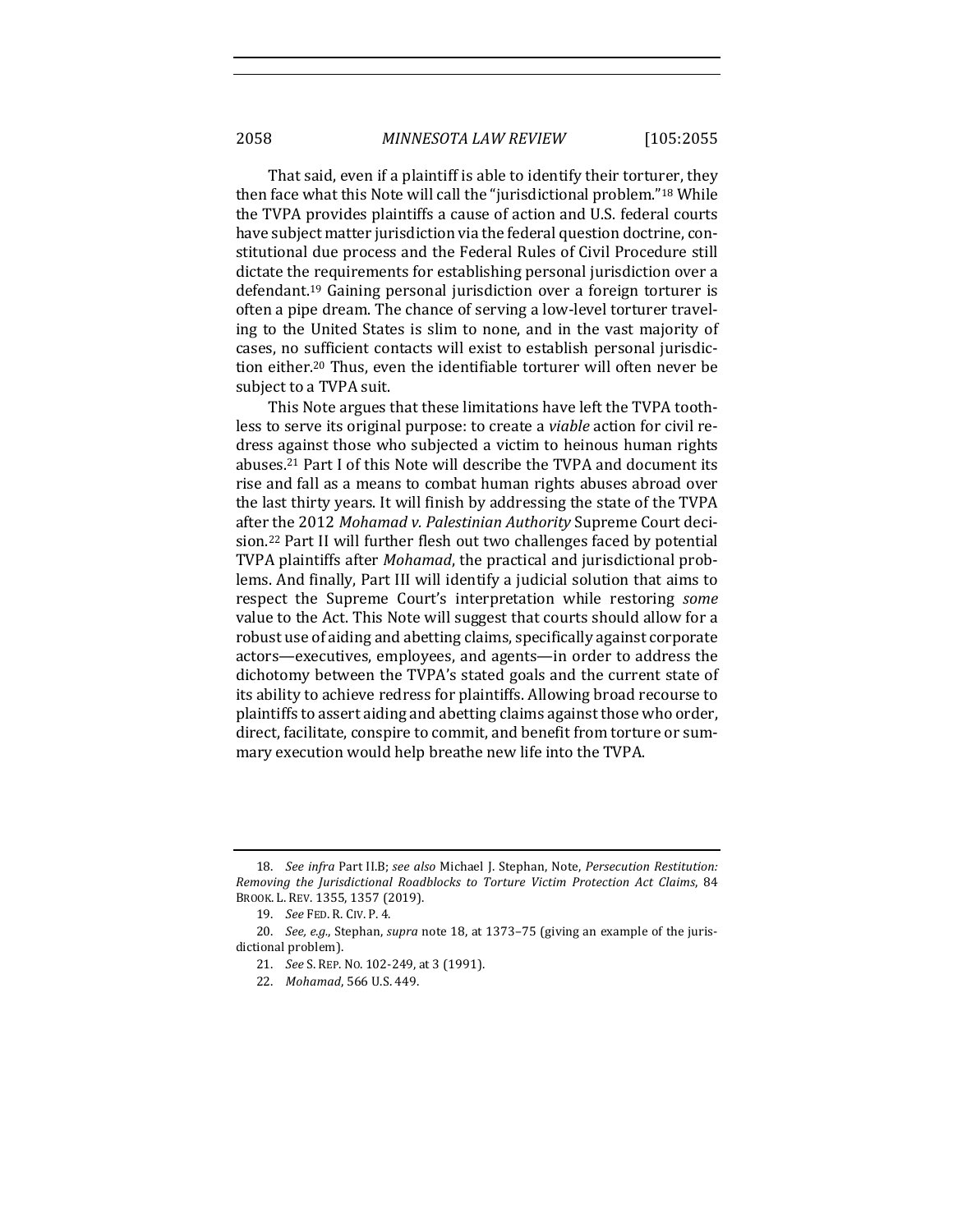That said, even if a plaintiff is able to identify their torturer, they then face what this Note will call the "jurisdictional problem."[18] While the TVPA provides plaintiffs a cause of action and U.S. federal courts have subject matter jurisdiction via the federal question doctrine, constitutional due process and the Federal Rules of Civil Procedure still dictate the requirements for establishing personal jurisdiction over a defendant.[19] Gaining personal jurisdiction over a foreign torturer is often a pipe dream. The chance of serving a low-level torturer traveling to the United States is slim to none, and in the vast majority of cases, no sufficient contacts will exist to establish personal jurisdiction either.[20] Thus, even the identifiable torturer will often never be subject to a TVPA suit.

This Note argues that these limitations have left the TVPA toothless to serve its original purpose: to create a *viable* action for civil redress against those who subjected a victim to heinous human rights abuses.[21] Part I of this Note will describe the TVPA and document its rise and fall as a means to combat human rights abuses abroad over the last thirty years. It will finish by addressing the state of the TVPA after the 2012 *Mohamad v. Palestinian Authority* Supreme Court decision.[22] Part II will further flesh out two challenges faced by potential TVPA plaintiffs after *Mohamad*, the practical and jurisdictional problems. And finally, Part III will identify a judicial solution that aims to respect the Supreme Court's interpretation while restoring *some* value to the Act. This Note will suggest that courts should allow for a robust use of aiding and abetting claims, specifically against corporate actors—executives, employees, and agents—in order to address the dichotomy between the TVPA's stated goals and the current state of its ability to achieve redress for plaintiffs. Allowing broad recourse to plaintiffs to assert aiding and abetting claims against those who order, direct, facilitate, conspire to commit, and benefit from torture or summary execution would help breathe new life into the TVPA.

---

18. *See infra* Part II.B; *see also* Michael J. Stephan, Note, *Persecution Restitution: Removing the Jurisdictional Roadblocks to Torture Victim Protection Act Claims*, 84 BROOK. L. REV. 1355, 1357 (2019).

19. *See* FED. R. CIV. P. 4.

20. *See, e.g.*, Stephan, *supra* note 18, at 1373–75 (giving an example of the jurisdictional problem).

21. *See* S. REP. NO. 102-249, at 3 (1991).

22. *Mohamad*, 566 U.S. 449.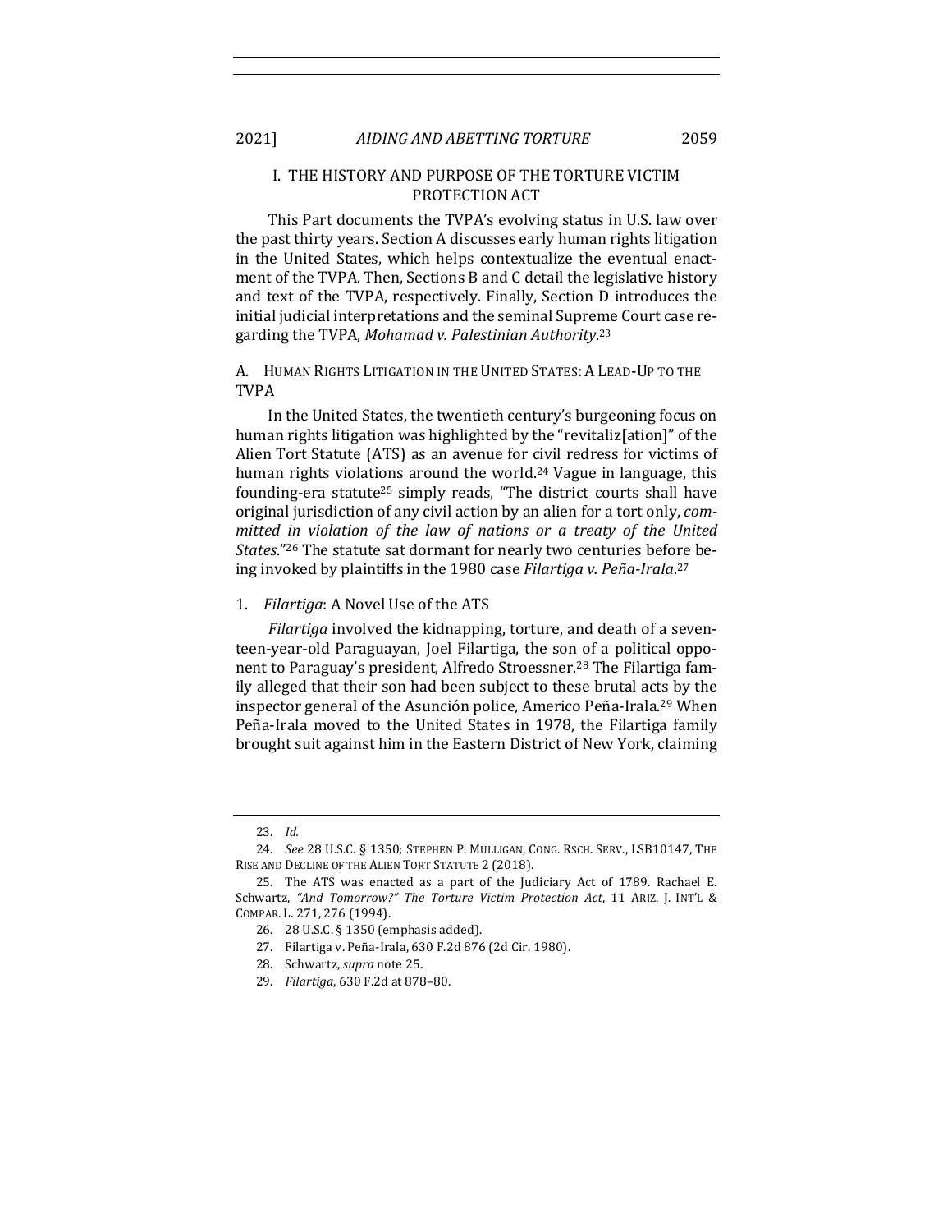## I. THE HISTORY AND PURPOSE OF THE TORTURE VICTIM PROTECTION ACT

This Part documents the TVPA's evolving status in U.S. law over the past thirty years. Section A discusses early human rights litigation in the United States, which helps contextualize the eventual enactment of the TVPA. Then, Sections B and C detail the legislative history and text of the TVPA, respectively. Finally, Section D introduces the initial judicial interpretations and the seminal Supreme Court case regarding the TVPA, *Mohamad v. Palestinian Authority*.[23]

### A. Human Rights Litigation in the United States: A Lead-Up to the TVPA

In the United States, the twentieth century's burgeoning focus on human rights litigation was highlighted by the "revitaliz[ation]" of the Alien Tort Statute (ATS) as an avenue for civil redress for victims of human rights violations around the world.[24] Vague in language, this founding-era statute[25] simply reads, "The district courts shall have original jurisdiction of any civil action by an alien for a tort only, *committed in violation of the law of nations or a treaty of the United States*."[26] The statute sat dormant for nearly two centuries before being invoked by plaintiffs in the 1980 case *Filartiga v. Peña-Irala*.[27]

#### 1. *Filartiga*: A Novel Use of the ATS

*Filartiga* involved the kidnapping, torture, and death of a seventeen-year-old Paraguayan, Joel Filartiga, the son of a political opponent to Paraguay's president, Alfredo Stroessner.[28] The Filartiga family alleged that their son had been subject to these brutal acts by the inspector general of the Asunción police, Americo Peña-Irala.[29] When Peña-Irala moved to the United States in 1978, the Filartiga family brought suit against him in the Eastern District of New York, claiming

---

23. *Id.*

24. *See* 28 U.S.C. § 1350; Stephen P. Mulligan, Cong. Rsch. Serv., LSB10147, The Rise and Decline of the Alien Tort Statute 2 (2018).

25. The ATS was enacted as a part of the Judiciary Act of 1789. Rachael E. Schwartz, *"And Tomorrow?" The Torture Victim Protection Act*, 11 Ariz. J. Int'l & Compar. L. 271, 276 (1994).

26. 28 U.S.C. § 1350 (emphasis added).

27. Filartiga v. Peña-Irala, 630 F.2d 876 (2d Cir. 1980).

28. Schwartz, *supra* note 25.

29. *Filartiga*, 630 F.2d at 878–80.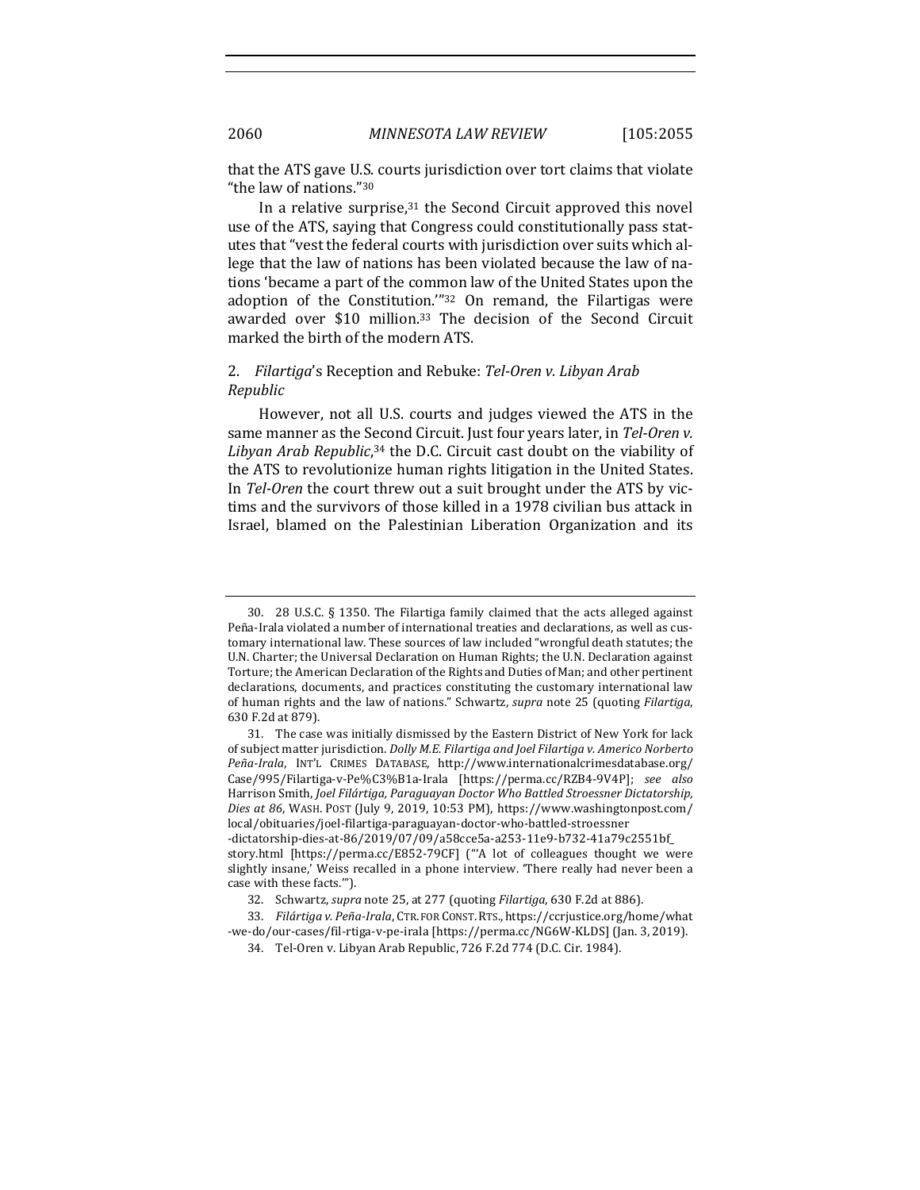that the ATS gave U.S. courts jurisdiction over tort claims that violate "the law of nations."[30]

In a relative surprise,[31] the Second Circuit approved this novel use of the ATS, saying that Congress could constitutionally pass statutes that "vest the federal courts with jurisdiction over suits which allege that the law of nations has been violated because the law of nations 'became a part of the common law of the United States upon the adoption of the Constitution.'"[32] On remand, the Filartigas were awarded over $10 million.[33] The decision of the Second Circuit marked the birth of the modern ATS.

### 2. *Filartiga*'s Reception and Rebuke: *Tel-Oren v. Libyan Arab Republic*

However, not all U.S. courts and judges viewed the ATS in the same manner as the Second Circuit. Just four years later, in *Tel-Oren v. Libyan Arab Republic*,[34] the D.C. Circuit cast doubt on the viability of the ATS to revolutionize human rights litigation in the United States. In *Tel-Oren* the court threw out a suit brought under the ATS by victims and the survivors of those killed in a 1978 civilian bus attack in Israel, blamed on the Palestinian Liberation Organization and its

---

30. 28 U.S.C. § 1350. The Filartiga family claimed that the acts alleged against Peña-Irala violated a number of international treaties and declarations, as well as customary international law. These sources of law included "wrongful death statutes; the U.N. Charter; the Universal Declaration on Human Rights; the U.N. Declaration against Torture; the American Declaration of the Rights and Duties of Man; and other pertinent declarations, documents, and practices constituting the customary international law of human rights and the law of nations." Schwartz, *supra* note 25 (quoting *Filartiga*, 630 F.2d at 879).

31. The case was initially dismissed by the Eastern District of New York for lack of subject matter jurisdiction. *Dolly M.E. Filartiga and Joel Filartiga v. Americo Norberto Peña-Irala*, INT'L CRIMES DATABASE, http://www.internationalcrimesdatabase.org/Case/995/Filartiga-v-Pe%C3%B1a-Irala [https://perma.cc/RZB4-9V4P]; *see also* Harrison Smith, *Joel Filártiga, Paraguayan Doctor Who Battled Stroessner Dictatorship, Dies at 86*, WASH. POST (July 9, 2019, 10:53 PM), https://www.washingtonpost.com/local/obituaries/joel-filartiga-paraguayan-doctor-who-battled-stroessner-dictatorship-dies-at-86/2019/07/09/a58cce5a-a253-11e9-b732-41a79c2551bf_story.html [https://perma.cc/E852-79CF] ("'A lot of colleagues thought we were slightly insane,' Weiss recalled in a phone interview. 'There really had never been a case with these facts.'").

32. Schwartz, *supra* note 25, at 277 (quoting *Filartiga*, 630 F.2d at 886).

33. *Filártiga v. Peña-Irala*, CTR. FOR CONST. RTS., https://ccrjustice.org/home/what-we-do/our-cases/fil-rtiga-v-pe-irala [https://perma.cc/NG6W-KLDS] (Jan. 3, 2019).

34. Tel-Oren v. Libyan Arab Republic, 726 F.2d 774 (D.C. Cir. 1984).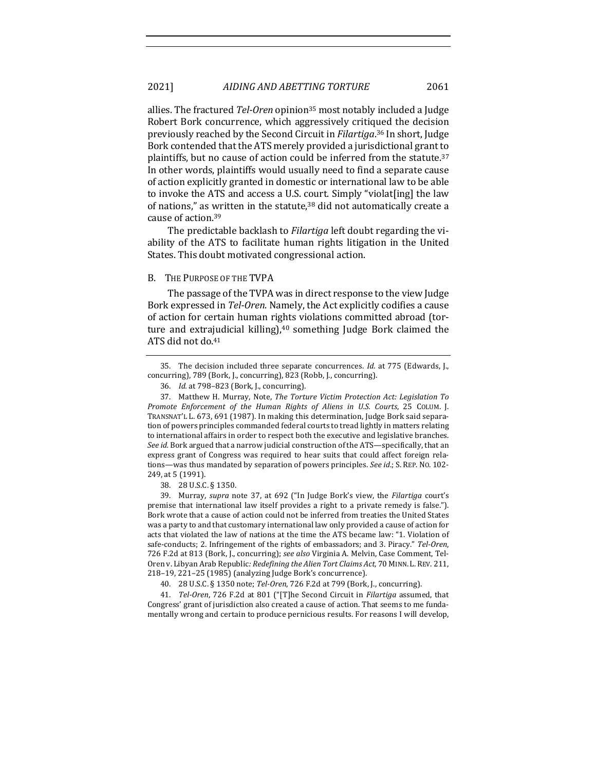allies. The fractured *Tel-Oren* opinion[35] most notably included a Judge Robert Bork concurrence, which aggressively critiqued the decision previously reached by the Second Circuit in *Filartiga*.[36] In short, Judge Bork contended that the ATS merely provided a jurisdictional grant to plaintiffs, but no cause of action could be inferred from the statute.[37] In other words, plaintiffs would usually need to find a separate cause of action explicitly granted in domestic or international law to be able to invoke the ATS and access a U.S. court. Simply "violat[ing] the law of nations," as written in the statute,[38] did not automatically create a cause of action.[39]

The predictable backlash to *Filartiga* left doubt regarding the viability of the ATS to facilitate human rights litigation in the United States. This doubt motivated congressional action.

## B. The Purpose of the TVPA

The passage of the TVPA was in direct response to the view Judge Bork expressed in *Tel-Oren*. Namely, the Act explicitly codifies a cause of action for certain human rights violations committed abroad (torture and extrajudicial killing),[40] something Judge Bork claimed the ATS did not do.[41]

---

35. The decision included three separate concurrences. *Id.* at 775 (Edwards, J., concurring), 789 (Bork, J., concurring), 823 (Robb, J., concurring).

36. *Id.* at 798–823 (Bork, J., concurring).

37. Matthew H. Murray, Note, *The Torture Victim Protection Act: Legislation To Promote Enforcement of the Human Rights of Aliens in U.S. Courts*, 25 Colum. J. Transnat'l L. 673, 691 (1987). In making this determination, Judge Bork said separation of powers principles commanded federal courts to tread lightly in matters relating to international affairs in order to respect both the executive and legislative branches. *See id.* Bork argued that a narrow judicial construction of the ATS—specifically, that an express grant of Congress was required to hear suits that could affect foreign relations—was thus mandated by separation of powers principles. *See id.*; S. Rep. No. 102-249, at 5 (1991).

38. 28 U.S.C. § 1350.

39. Murray, *supra* note 37, at 692 ("In Judge Bork's view, the *Filartiga* court's premise that international law itself provides a right to a private remedy is false."). Bork wrote that a cause of action could not be inferred from treaties the United States was a party to and that customary international law only provided a cause of action for acts that violated the law of nations at the time the ATS became law: "1. Violation of safe-conducts; 2. Infringement of the rights of embassadors; and 3. Piracy." *Tel-Oren*, 726 F.2d at 813 (Bork, J., concurring); *see also* Virginia A. Melvin, Case Comment, Tel-Oren v. Libyan Arab Republic*: Redefining the Alien Tort Claims Act*, 70 Minn. L. Rev. 211, 218–19, 221–25 (1985) (analyzing Judge Bork's concurrence).

40. 28 U.S.C. § 1350 note; *Tel-Oren*, 726 F.2d at 799 (Bork, J., concurring).

41. *Tel-Oren*, 726 F.2d at 801 ("[T]he Second Circuit in *Filartiga* assumed, that Congress' grant of jurisdiction also created a cause of action. That seems to me fundamentally wrong and certain to produce pernicious results. For reasons I will develop,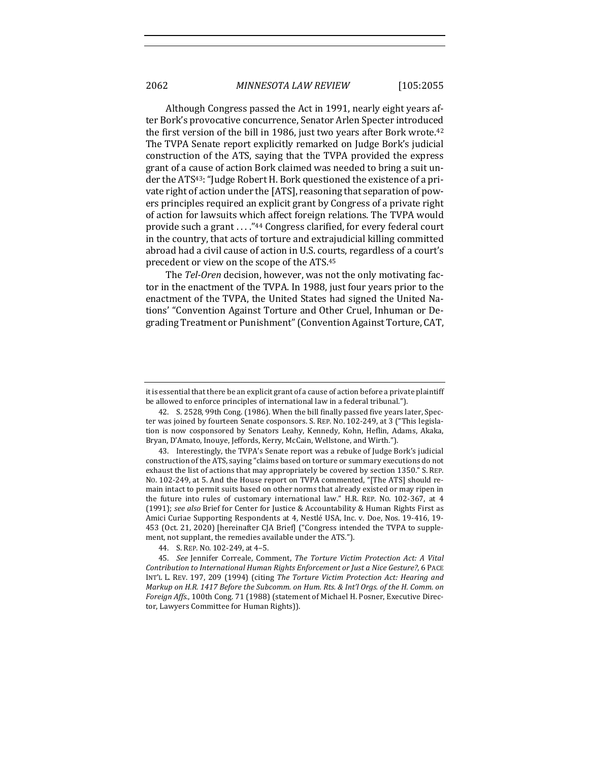Although Congress passed the Act in 1991, nearly eight years after Bork's provocative concurrence, Senator Arlen Specter introduced the first version of the bill in 1986, just two years after Bork wrote.[42] The TVPA Senate report explicitly remarked on Judge Bork's judicial construction of the ATS, saying that the TVPA provided the express grant of a cause of action Bork claimed was needed to bring a suit under the ATS[43]: "Judge Robert H. Bork questioned the existence of a private right of action under the [ATS], reasoning that separation of powers principles required an explicit grant by Congress of a private right of action for lawsuits which affect foreign relations. The TVPA would provide such a grant . . . ."[44] Congress clarified, for every federal court in the country, that acts of torture and extrajudicial killing committed abroad had a civil cause of action in U.S. courts, regardless of a court's precedent or view on the scope of the ATS.[45]

The *Tel-Oren* decision, however, was not the only motivating factor in the enactment of the TVPA. In 1988, just four years prior to the enactment of the TVPA, the United States had signed the United Nations' "Convention Against Torture and Other Cruel, Inhuman or Degrading Treatment or Punishment" (Convention Against Torture, CAT,

---

it is essential that there be an explicit grant of a cause of action before a private plaintiff be allowed to enforce principles of international law in a federal tribunal.").

42. S. 2528, 99th Cong. (1986). When the bill finally passed five years later, Specter was joined by fourteen Senate cosponsors. S. REP. NO. 102-249, at 3 ("This legislation is now cosponsored by Senators Leahy, Kennedy, Kohn, Heflin, Adams, Akaka, Bryan, D'Amato, Inouye, Jeffords, Kerry, McCain, Wellstone, and Wirth.").

43. Interestingly, the TVPA's Senate report was a rebuke of Judge Bork's judicial construction of the ATS, saying "claims based on torture or summary executions do not exhaust the list of actions that may appropriately be covered by section 1350." S. REP. NO. 102-249, at 5. And the House report on TVPA commented, "[The ATS] should remain intact to permit suits based on other norms that already existed or may ripen in the future into rules of customary international law." H.R. REP. NO. 102-367, at 4 (1991); *see also* Brief for Center for Justice & Accountability & Human Rights First as Amici Curiae Supporting Respondents at 4, Nestlé USA, Inc. v. Doe, Nos. 19-416, 19-453 (Oct. 21, 2020) [hereinafter CJA Brief] ("Congress intended the TVPA to supplement, not supplant, the remedies available under the ATS.").

44. S. REP. NO. 102-249, at 4–5.

45. *See* Jennifer Correale, Comment, *The Torture Victim Protection Act: A Vital Contribution to International Human Rights Enforcement or Just a Nice Gesture?*, 6 PACE INT'L L. REV. 197, 209 (1994) (citing *The Torture Victim Protection Act: Hearing and Markup on H.R. 1417 Before the Subcomm. on Hum. Rts. & Int'l Orgs. of the H. Comm. on Foreign Affs.*, 100th Cong. 71 (1988) (statement of Michael H. Posner, Executive Director, Lawyers Committee for Human Rights)).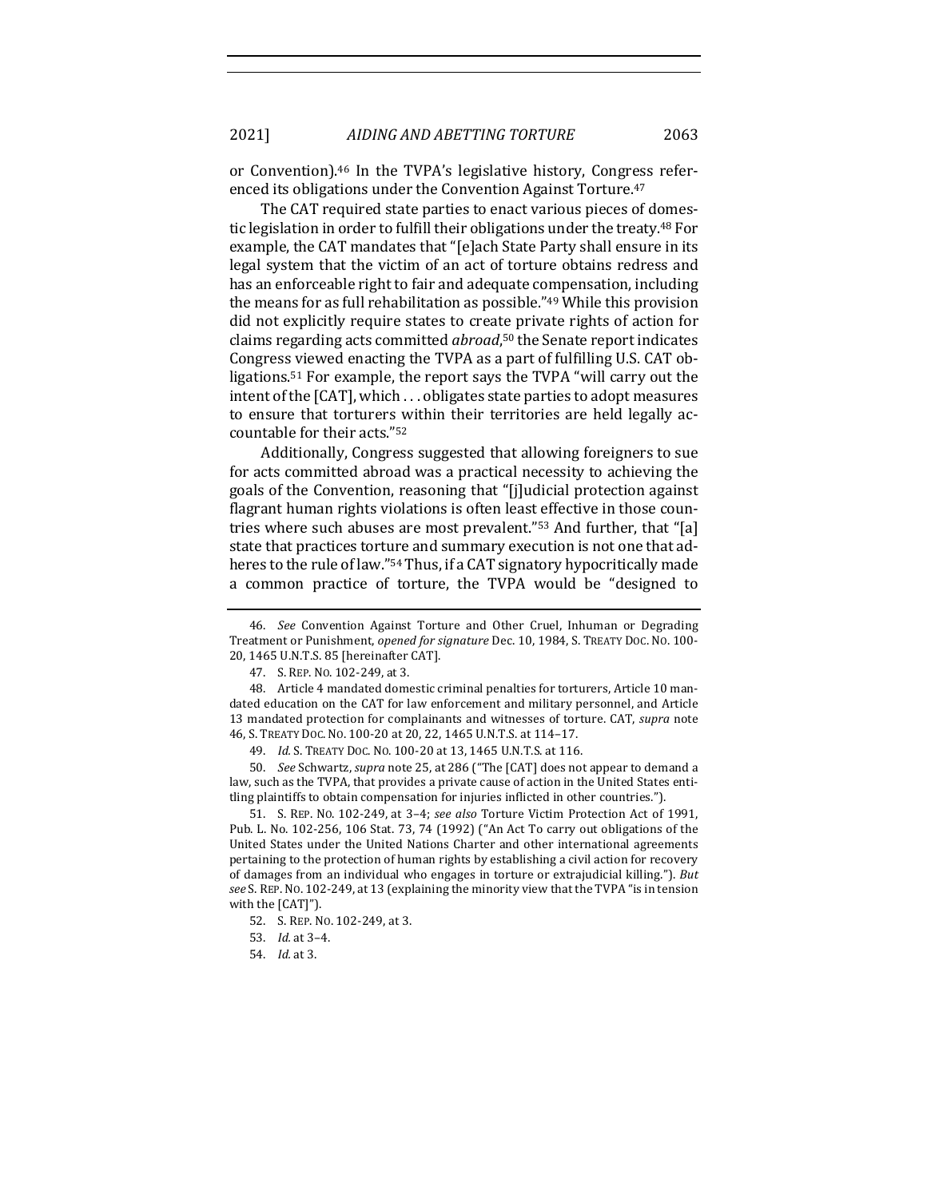or Convention).[46] In the TVPA's legislative history, Congress referenced its obligations under the Convention Against Torture.[47]

The CAT required state parties to enact various pieces of domestic legislation in order to fulfill their obligations under the treaty.[48] For example, the CAT mandates that "[e]ach State Party shall ensure in its legal system that the victim of an act of torture obtains redress and has an enforceable right to fair and adequate compensation, including the means for as full rehabilitation as possible."[49] While this provision did not explicitly require states to create private rights of action for claims regarding acts committed *abroad*,[50] the Senate report indicates Congress viewed enacting the TVPA as a part of fulfilling U.S. CAT obligations.[51] For example, the report says the TVPA "will carry out the intent of the [CAT], which . . . obligates state parties to adopt measures to ensure that torturers within their territories are held legally accountable for their acts."[52]

Additionally, Congress suggested that allowing foreigners to sue for acts committed abroad was a practical necessity to achieving the goals of the Convention, reasoning that "[j]udicial protection against flagrant human rights violations is often least effective in those countries where such abuses are most prevalent."[53] And further, that "[a] state that practices torture and summary execution is not one that adheres to the rule of law."[54] Thus, if a CAT signatory hypocritically made a common practice of torture, the TVPA would be "designed to

---

46. *See* Convention Against Torture and Other Cruel, Inhuman or Degrading Treatment or Punishment, *opened for signature* Dec. 10, 1984, S. TREATY DOC. NO. 100-20, 1465 U.N.T.S. 85 [hereinafter CAT].

47. S. REP. NO. 102-249, at 3.

48. Article 4 mandated domestic criminal penalties for torturers, Article 10 mandated education on the CAT for law enforcement and military personnel, and Article 13 mandated protection for complainants and witnesses of torture. CAT, *supra* note 46, S. TREATY DOC. NO. 100-20 at 20, 22, 1465 U.N.T.S. at 114–17.

49. *Id.* S. TREATY DOC. NO. 100-20 at 13, 1465 U.N.T.S. at 116.

50. *See* Schwartz, *supra* note 25, at 286 ("The [CAT] does not appear to demand a law, such as the TVPA, that provides a private cause of action in the United States entitling plaintiffs to obtain compensation for injuries inflicted in other countries.").

51. S. REP. NO. 102-249, at 3–4; *see also* Torture Victim Protection Act of 1991, Pub. L. No. 102-256, 106 Stat. 73, 74 (1992) ("An Act To carry out obligations of the United States under the United Nations Charter and other international agreements pertaining to the protection of human rights by establishing a civil action for recovery of damages from an individual who engages in torture or extrajudicial killing."). *But see* S. REP. NO. 102-249, at 13 (explaining the minority view that the TVPA "is in tension with the [CAT]").

52. S. REP. NO. 102-249, at 3.

53. *Id.* at 3–4.

54. *Id.* at 3.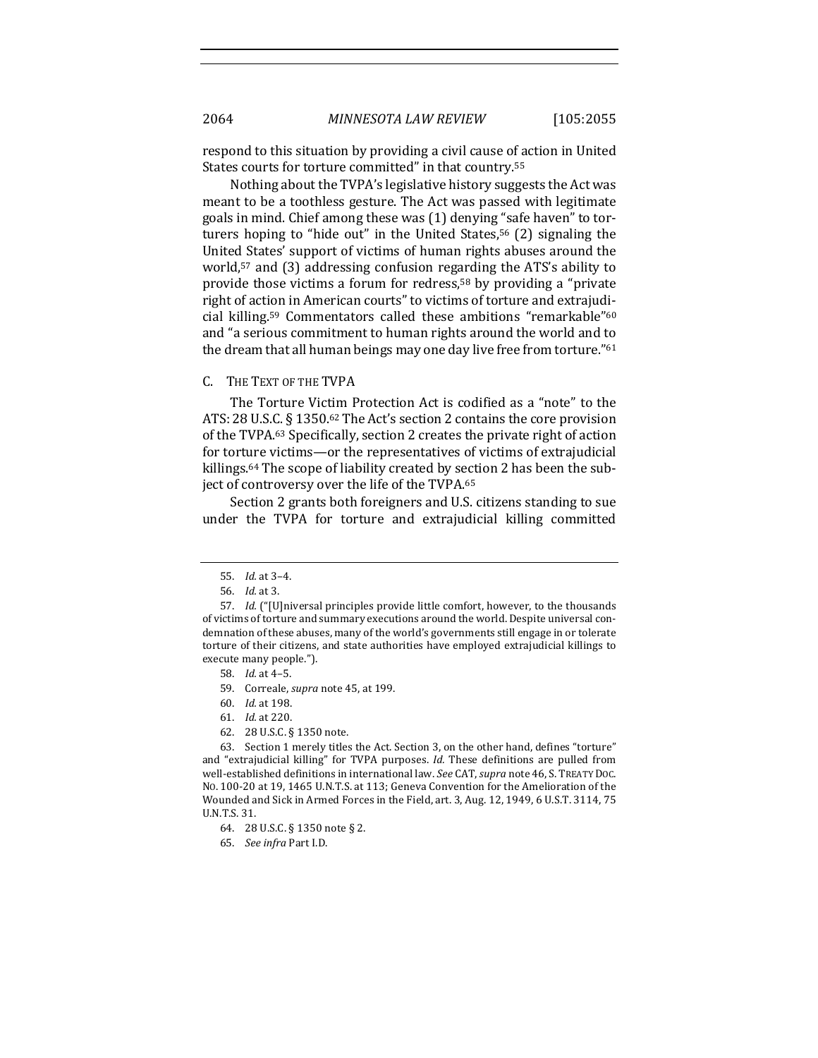respond to this situation by providing a civil cause of action in United States courts for torture committed" in that country.[55]

Nothing about the TVPA's legislative history suggests the Act was meant to be a toothless gesture. The Act was passed with legitimate goals in mind. Chief among these was (1) denying "safe haven" to torturers hoping to "hide out" in the United States,[56] (2) signaling the United States' support of victims of human rights abuses around the world,[57] and (3) addressing confusion regarding the ATS's ability to provide those victims a forum for redress,[58] by providing a "private right of action in American courts" to victims of torture and extrajudicial killing.[59] Commentators called these ambitions "remarkable"[60] and "a serious commitment to human rights around the world and to the dream that all human beings may one day live free from torture."[61]

### C. The Text of the TVPA

The Torture Victim Protection Act is codified as a "note" to the ATS: 28 U.S.C. § 1350.[62] The Act's section 2 contains the core provision of the TVPA.[63] Specifically, section 2 creates the private right of action for torture victims—or the representatives of victims of extrajudicial killings.[64] The scope of liability created by section 2 has been the subject of controversy over the life of the TVPA.[65]

Section 2 grants both foreigners and U.S. citizens standing to sue under the TVPA for torture and extrajudicial killing committed

---

55. *Id.* at 3–4.

56. *Id.* at 3.

57. *Id.* ("[U]niversal principles provide little comfort, however, to the thousands of victims of torture and summary executions around the world. Despite universal condemnation of these abuses, many of the world's governments still engage in or tolerate torture of their citizens, and state authorities have employed extrajudicial killings to execute many people.").

58. *Id.* at 4–5.

59. Correale, *supra* note 45, at 199.

60. *Id.* at 198.

61. *Id.* at 220.

62. 28 U.S.C. § 1350 note.

63. Section 1 merely titles the Act. Section 3, on the other hand, defines "torture" and "extrajudicial killing" for TVPA purposes. *Id.* These definitions are pulled from well-established definitions in international law. *See* CAT, *supra* note 46, S. TREATY DOC. NO. 100-20 at 19, 1465 U.N.T.S. at 113; Geneva Convention for the Amelioration of the Wounded and Sick in Armed Forces in the Field, art. 3, Aug. 12, 1949, 6 U.S.T. 3114, 75 U.N.T.S. 31.

64. 28 U.S.C. § 1350 note § 2.

65. *See infra* Part I.D.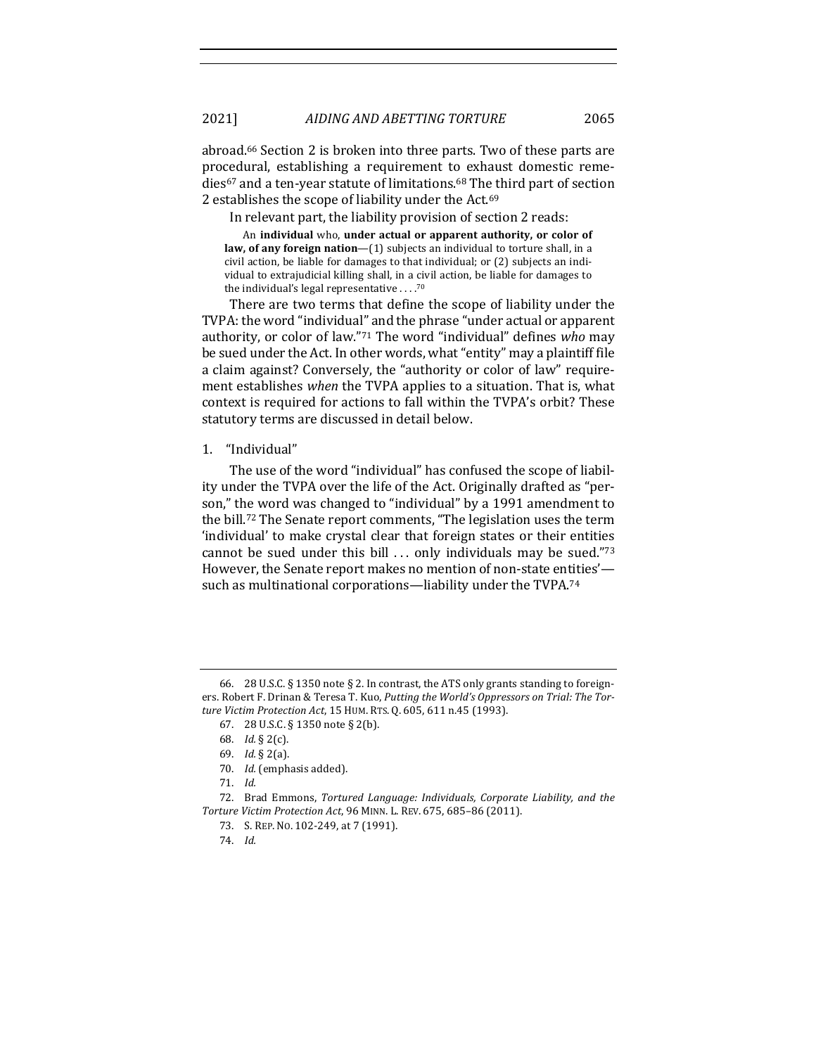abroad.[66] Section 2 is broken into three parts. Two of these parts are procedural, establishing a requirement to exhaust domestic remedies[67] and a ten-year statute of limitations.[68] The third part of section 2 establishes the scope of liability under the Act.[69]

In relevant part, the liability provision of section 2 reads:

> An **individual** who, **under actual or apparent authority, or color of law, of any foreign nation**—(1) subjects an individual to torture shall, in a civil action, be liable for damages to that individual; or (2) subjects an individual to extrajudicial killing shall, in a civil action, be liable for damages to the individual's legal representative . . . .[70]

There are two terms that define the scope of liability under the TVPA: the word "individual" and the phrase "under actual or apparent authority, or color of law."[71] The word "individual" defines *who* may be sued under the Act. In other words, what "entity" may a plaintiff file a claim against? Conversely, the "authority or color of law" requirement establishes *when* the TVPA applies to a situation. That is, what context is required for actions to fall within the TVPA's orbit? These statutory terms are discussed in detail below.

1. "Individual"

The use of the word "individual" has confused the scope of liability under the TVPA over the life of the Act. Originally drafted as "person," the word was changed to "individual" by a 1991 amendment to the bill.[72] The Senate report comments, "The legislation uses the term 'individual' to make crystal clear that foreign states or their entities cannot be sued under this bill . . . only individuals may be sued."[73] However, the Senate report makes no mention of non-state entities'—such as multinational corporations—liability under the TVPA.[74]

---

66. 28 U.S.C. § 1350 note § 2. In contrast, the ATS only grants standing to foreigners. Robert F. Drinan & Teresa T. Kuo, *Putting the World's Oppressors on Trial: The Torture Victim Protection Act*, 15 HUM. RTS. Q. 605, 611 n.45 (1993).

67. 28 U.S.C. § 1350 note § 2(b).

68. *Id.* § 2(c).

69. *Id.* § 2(a).

70. *Id.* (emphasis added).

71. *Id.*

72. Brad Emmons, *Tortured Language: Individuals, Corporate Liability, and the Torture Victim Protection Act*, 96 MINN. L. REV. 675, 685–86 (2011).

73. S. REP. NO. 102-249, at 7 (1991).

74. *Id.*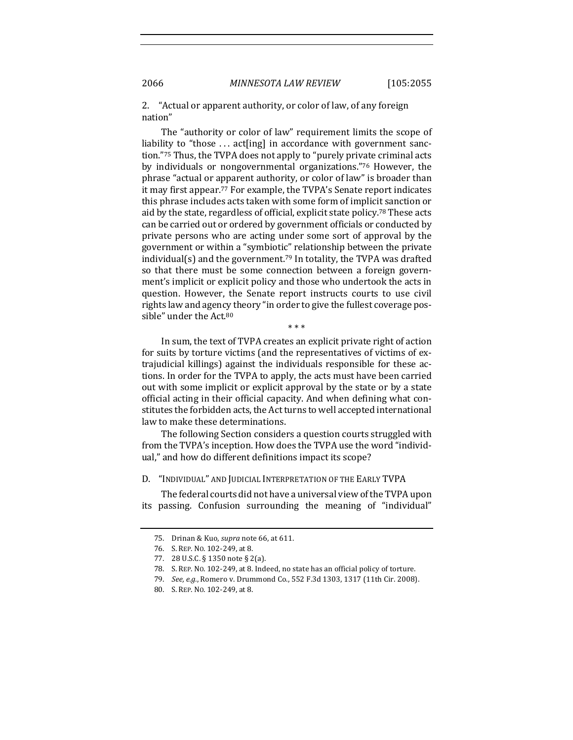2. "Actual or apparent authority, or color of law, of any foreign nation"

The "authority or color of law" requirement limits the scope of liability to "those . . . act[ing] in accordance with government sanction."[75] Thus, the TVPA does not apply to "purely private criminal acts by individuals or nongovernmental organizations."[76] However, the phrase "actual or apparent authority, or color of law" is broader than it may first appear.[77] For example, the TVPA's Senate report indicates this phrase includes acts taken with some form of implicit sanction or aid by the state, regardless of official, explicit state policy.[78] These acts can be carried out or ordered by government officials or conducted by private persons who are acting under some sort of approval by the government or within a "symbiotic" relationship between the private individual(s) and the government.[79] In totality, the TVPA was drafted so that there must be some connection between a foreign government's implicit or explicit policy and those who undertook the acts in question. However, the Senate report instructs courts to use civil rights law and agency theory "in order to give the fullest coverage possible" under the Act.[80]

\* \* \*

In sum, the text of TVPA creates an explicit private right of action for suits by torture victims (and the representatives of victims of extrajudicial killings) against the individuals responsible for these actions. In order for the TVPA to apply, the acts must have been carried out with some implicit or explicit approval by the state or by a state official acting in their official capacity. And when defining what constitutes the forbidden acts, the Act turns to well accepted international law to make these determinations.

The following Section considers a question courts struggled with from the TVPA's inception. How does the TVPA use the word "individual," and how do different definitions impact its scope?

### D. "Individual" and Judicial Interpretation of the Early TVPA

The federal courts did not have a universal view of the TVPA upon its passing. Confusion surrounding the meaning of "individual"

75. Drinan & Kuo, *supra* note 66, at 611.

76. S. Rep. No. 102-249, at 8.

77. 28 U.S.C. § 1350 note § 2(a).

78. S. Rep. No. 102-249, at 8. Indeed, no state has an official policy of torture.

79. *See, e.g.*, Romero v. Drummond Co., 552 F.3d 1303, 1317 (11th Cir. 2008).

80. S. Rep. No. 102-249, at 8.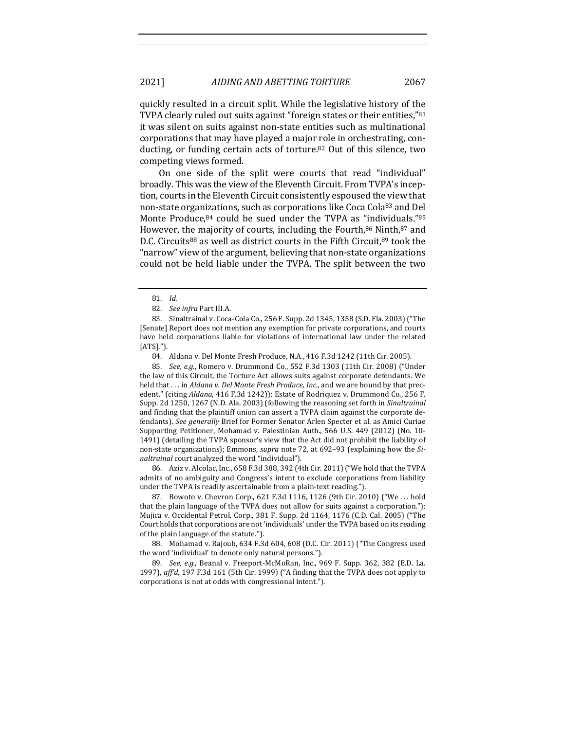quickly resulted in a circuit split. While the legislative history of the TVPA clearly ruled out suits against "foreign states or their entities,"[81] it was silent on suits against non-state entities such as multinational corporations that may have played a major role in orchestrating, conducting, or funding certain acts of torture.[82] Out of this silence, two competing views formed.

On one side of the split were courts that read "individual" broadly. This was the view of the Eleventh Circuit. From TVPA's inception, courts in the Eleventh Circuit consistently espoused the view that non-state organizations, such as corporations like Coca Cola[83] and Del Monte Produce,[84] could be sued under the TVPA as "individuals."[85] However, the majority of courts, including the Fourth,[86] Ninth,[87] and D.C. Circuits[88] as well as district courts in the Fifth Circuit,[89] took the "narrow" view of the argument, believing that non-state organizations could not be held liable under the TVPA. The split between the two

---

81. *Id.*

82. *See infra* Part III.A.

83. Sinaltrainal v. Coca-Cola Co., 256 F. Supp. 2d 1345, 1358 (S.D. Fla. 2003) ("The [Senate] Report does not mention any exemption for private corporations, and courts have held corporations liable for violations of international law under the related [ATS].").

84. Aldana v. Del Monte Fresh Produce, N.A., 416 F.3d 1242 (11th Cir. 2005).

85. *See, e.g.*, Romero v. Drummond Co., 552 F.3d 1303 (11th Cir. 2008) ("Under the law of this Circuit, the Torture Act allows suits against corporate defendants. We held that . . . in *Aldana v. Del Monte Fresh Produce, Inc.*, and we are bound by that precedent." (citing *Aldana*, 416 F.3d 1242)); Estate of Rodriquez v. Drummond Co., 256 F. Supp. 2d 1250, 1267 (N.D. Ala. 2003) (following the reasoning set forth in *Sinaltrainal* and finding that the plaintiff union can assert a TVPA claim against the corporate defendants). *See generally* Brief for Former Senator Arlen Specter et al. as Amici Curiae Supporting Petitioner, Mohamad v. Palestinian Auth., 566 U.S. 449 (2012) (No. 10-1491) (detailing the TVPA sponsor's view that the Act did not prohibit the liability of non-state organizations); Emmons, *supra* note 72, at 692–93 (explaining how the *Sinaltrainal* court analyzed the word "individual").

86. Aziz v. Alcolac, Inc., 658 F.3d 388, 392 (4th Cir. 2011) ("We hold that the TVPA admits of no ambiguity and Congress's intent to exclude corporations from liability under the TVPA is readily ascertainable from a plain-text reading.").

87. Bowoto v. Chevron Corp., 621 F.3d 1116, 1126 (9th Cir. 2010) ("We . . . hold that the plain language of the TVPA does not allow for suits against a corporation."); Mujica v. Occidental Petrol. Corp., 381 F. Supp. 2d 1164, 1176 (C.D. Cal. 2005) ("The Court holds that corporations are not 'individuals' under the TVPA based on its reading of the plain language of the statute.").

88. Mohamad v. Rajoub, 634 F.3d 604, 608 (D.C. Cir. 2011) ("The Congress used the word 'individual' to denote only natural persons.").

89. *See, e.g.*, Beanal v. Freeport-McMoRan, Inc., 969 F. Supp. 362, 382 (E.D. La. 1997), *aff'd*, 197 F.3d 161 (5th Cir. 1999) ("A finding that the TVPA does not apply to corporations is not at odds with congressional intent.").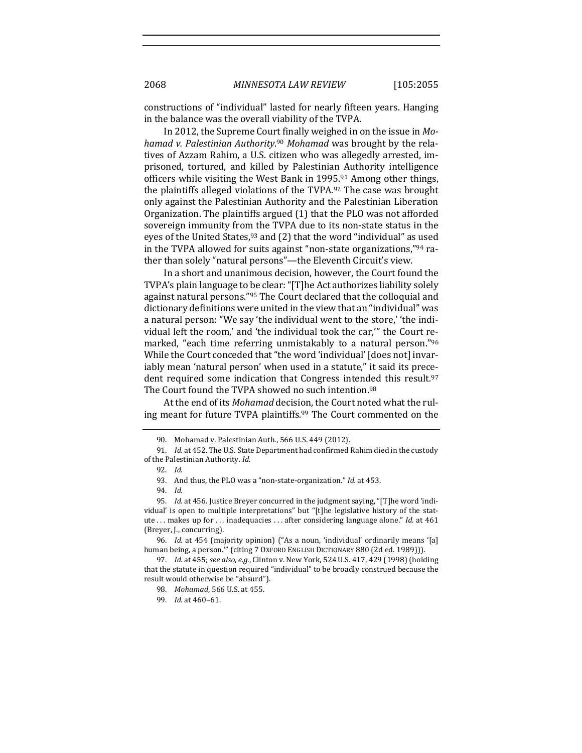constructions of "individual" lasted for nearly fifteen years. Hanging in the balance was the overall viability of the TVPA.

In 2012, the Supreme Court finally weighed in on the issue in *Mohamad v. Palestinian Authority*.[90] *Mohamad* was brought by the relatives of Azzam Rahim, a U.S. citizen who was allegedly arrested, imprisoned, tortured, and killed by Palestinian Authority intelligence officers while visiting the West Bank in 1995.[91] Among other things, the plaintiffs alleged violations of the TVPA.[92] The case was brought only against the Palestinian Authority and the Palestinian Liberation Organization. The plaintiffs argued (1) that the PLO was not afforded sovereign immunity from the TVPA due to its non-state status in the eyes of the United States,[93] and (2) that the word "individual" as used in the TVPA allowed for suits against "non-state organizations,"[94] rather than solely "natural persons"—the Eleventh Circuit's view.

In a short and unanimous decision, however, the Court found the TVPA's plain language to be clear: "[T]he Act authorizes liability solely against natural persons."[95] The Court declared that the colloquial and dictionary definitions were united in the view that an "individual" was a natural person: "We say 'the individual went to the store,' 'the individual left the room,' and 'the individual took the car,'" the Court remarked, "each time referring unmistakably to a natural person."[96] While the Court conceded that "the word 'individual' [does not] invariably mean 'natural person' when used in a statute," it said its precedent required some indication that Congress intended this result.[97] The Court found the TVPA showed no such intention.[98]

At the end of its *Mohamad* decision, the Court noted what the ruling meant for future TVPA plaintiffs.[99] The Court commented on the

---

90. Mohamad v. Palestinian Auth., 566 U.S. 449 (2012).

91. *Id.* at 452. The U.S. State Department had confirmed Rahim died in the custody of the Palestinian Authority. *Id.*

92. *Id.*

93. And thus, the PLO was a "non-state-organization." *Id.* at 453.

94. *Id.*

95. *Id.* at 456. Justice Breyer concurred in the judgment saying, "[T]he word 'individual' is open to multiple interpretations" but "[t]he legislative history of the statute . . . makes up for . . . inadequacies . . . after considering language alone." *Id.* at 461 (Breyer, J., concurring).

96. *Id.* at 454 (majority opinion) ("As a noun, 'individual' ordinarily means '[a] human being, a person.'" (citing 7 OXFORD ENGLISH DICTIONARY 880 (2d ed. 1989))).

97. *Id.* at 455; *see also, e.g.*, Clinton v. New York, 524 U.S. 417, 429 (1998) (holding that the statute in question required "individual" to be broadly construed because the result would otherwise be "absurd").

98. *Mohamad*, 566 U.S. at 455.

99. *Id.* at 460–61.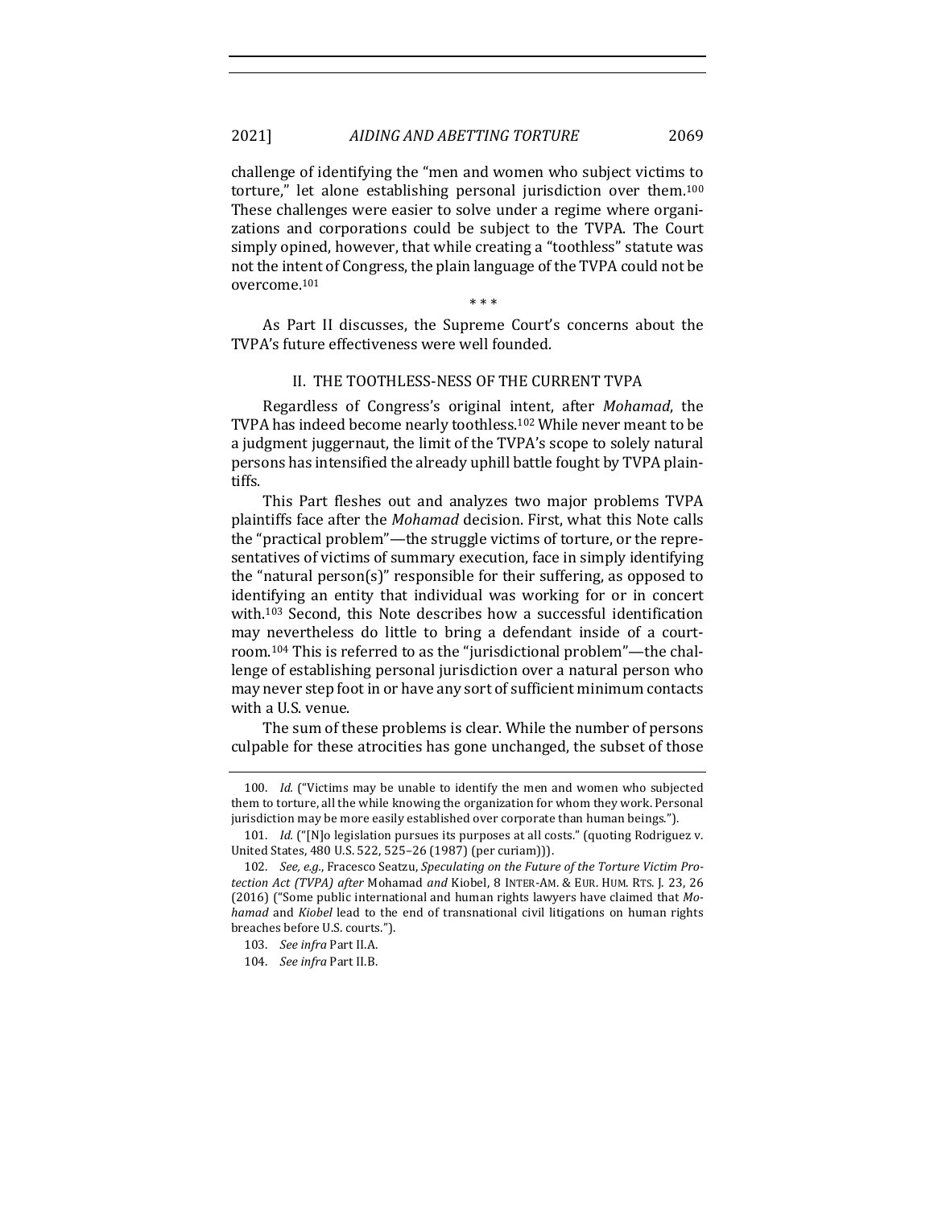challenge of identifying the "men and women who subject victims to torture," let alone establishing personal jurisdiction over them.[100] These challenges were easier to solve under a regime where organizations and corporations could be subject to the TVPA. The Court simply opined, however, that while creating a "toothless" statute was not the intent of Congress, the plain language of the TVPA could not be overcome.[101]

\* \* \*

As Part II discusses, the Supreme Court's concerns about the TVPA's future effectiveness were well founded.

## II. THE TOOTHLESS-NESS OF THE CURRENT TVPA

Regardless of Congress's original intent, after *Mohamad*, the TVPA has indeed become nearly toothless.[102] While never meant to be a judgment juggernaut, the limit of the TVPA's scope to solely natural persons has intensified the already uphill battle fought by TVPA plaintiffs.

This Part fleshes out and analyzes two major problems TVPA plaintiffs face after the *Mohamad* decision. First, what this Note calls the "practical problem"—the struggle victims of torture, or the representatives of victims of summary execution, face in simply identifying the "natural person(s)" responsible for their suffering, as opposed to identifying an entity that individual was working for or in concert with.[103] Second, this Note describes how a successful identification may nevertheless do little to bring a defendant inside of a courtroom.[104] This is referred to as the "jurisdictional problem"—the challenge of establishing personal jurisdiction over a natural person who may never step foot in or have any sort of sufficient minimum contacts with a U.S. venue.

The sum of these problems is clear. While the number of persons culpable for these atrocities has gone unchanged, the subset of those

---

100. *Id.* ("Victims may be unable to identify the men and women who subjected them to torture, all the while knowing the organization for whom they work. Personal jurisdiction may be more easily established over corporate than human beings.").

101. *Id.* ("[N]o legislation pursues its purposes at all costs." (quoting Rodriguez v. United States, 480 U.S. 522, 525–26 (1987) (per curiam))).

102. *See, e.g.*, Fracesco Seatzu, *Speculating on the Future of the Torture Victim Protection Act (TVPA) after* Mohamad *and* Kiobel, 8 INTER-AM. & EUR. HUM. RTS. J. 23, 26 (2016) ("Some public international and human rights lawyers have claimed that *Mohamad* and *Kiobel* lead to the end of transnational civil litigations on human rights breaches before U.S. courts.").

103. *See infra* Part II.A.

104. *See infra* Part II.B.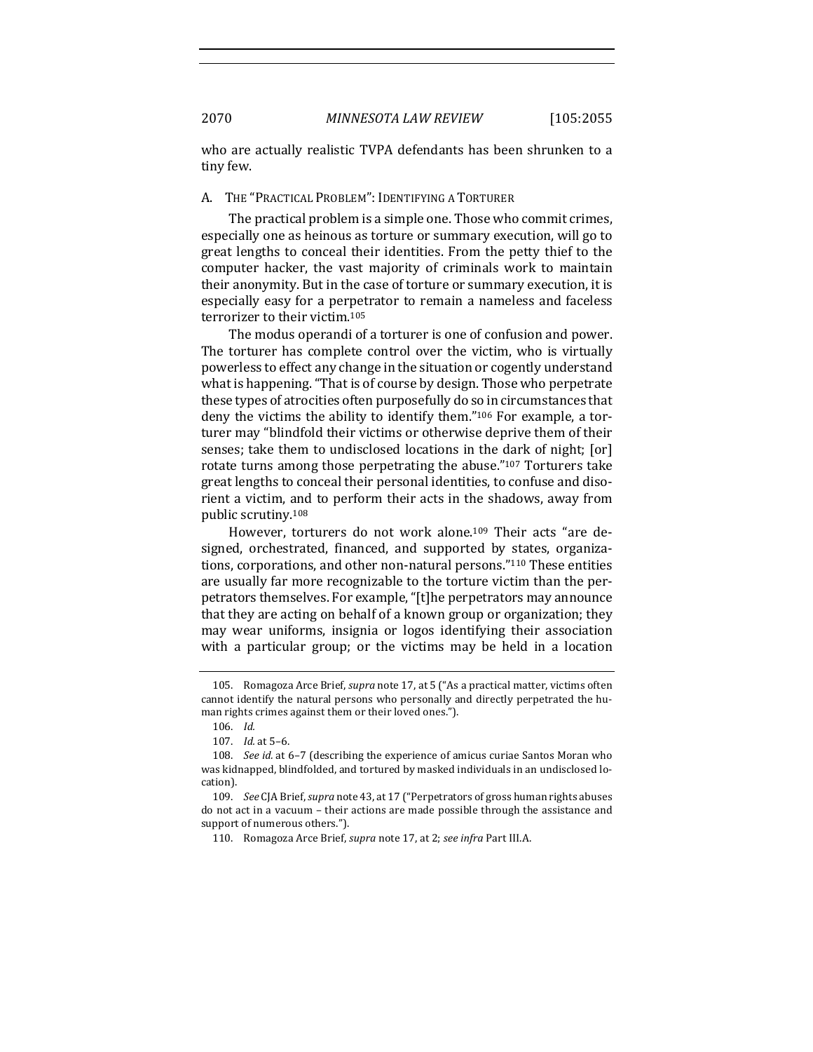who are actually realistic TVPA defendants has been shrunken to a tiny few.

### A. The "Practical Problem": Identifying a Torturer

The practical problem is a simple one. Those who commit crimes, especially one as heinous as torture or summary execution, will go to great lengths to conceal their identities. From the petty thief to the computer hacker, the vast majority of criminals work to maintain their anonymity. But in the case of torture or summary execution, it is especially easy for a perpetrator to remain a nameless and faceless terrorizer to their victim.[105]

The modus operandi of a torturer is one of confusion and power. The torturer has complete control over the victim, who is virtually powerless to effect any change in the situation or cogently understand what is happening. "That is of course by design. Those who perpetrate these types of atrocities often purposefully do so in circumstances that deny the victims the ability to identify them."[106] For example, a torturer may "blindfold their victims or otherwise deprive them of their senses; take them to undisclosed locations in the dark of night; [or] rotate turns among those perpetrating the abuse."[107] Torturers take great lengths to conceal their personal identities, to confuse and disorient a victim, and to perform their acts in the shadows, away from public scrutiny.[108]

However, torturers do not work alone.[109] Their acts "are designed, orchestrated, financed, and supported by states, organizations, corporations, and other non-natural persons."[110] These entities are usually far more recognizable to the torture victim than the perpetrators themselves. For example, "[t]he perpetrators may announce that they are acting on behalf of a known group or organization; they may wear uniforms, insignia or logos identifying their association with a particular group; or the victims may be held in a location

---

105. Romagoza Arce Brief, *supra* note 17, at 5 ("As a practical matter, victims often cannot identify the natural persons who personally and directly perpetrated the human rights crimes against them or their loved ones.").

106. *Id.*

107. *Id.* at 5–6.

108. *See id.* at 6–7 (describing the experience of amicus curiae Santos Moran who was kidnapped, blindfolded, and tortured by masked individuals in an undisclosed location).

109. *See* CJA Brief, *supra* note 43, at 17 ("Perpetrators of gross human rights abuses do not act in a vacuum – their actions are made possible through the assistance and support of numerous others.").

110. Romagoza Arce Brief, *supra* note 17, at 2; *see infra* Part III.A.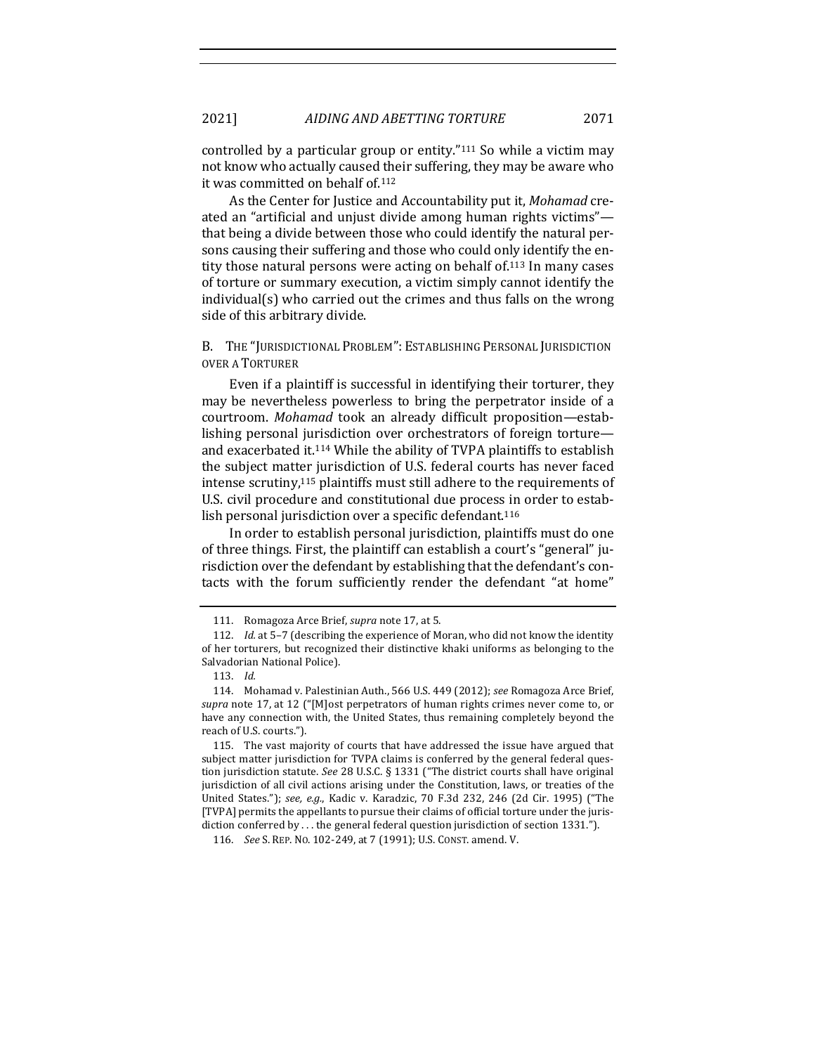controlled by a particular group or entity."[111] So while a victim may not know who actually caused their suffering, they may be aware who it was committed on behalf of.[112]

As the Center for Justice and Accountability put it, *Mohamad* created an "artificial and unjust divide among human rights victims"—that being a divide between those who could identify the natural persons causing their suffering and those who could only identify the entity those natural persons were acting on behalf of.[113] In many cases of torture or summary execution, a victim simply cannot identify the individual(s) who carried out the crimes and thus falls on the wrong side of this arbitrary divide.

### B. The "Jurisdictional Problem": Establishing Personal Jurisdiction over a Torturer

Even if a plaintiff is successful in identifying their torturer, they may be nevertheless powerless to bring the perpetrator inside of a courtroom. *Mohamad* took an already difficult proposition—establishing personal jurisdiction over orchestrators of foreign torture—and exacerbated it.[114] While the ability of TVPA plaintiffs to establish the subject matter jurisdiction of U.S. federal courts has never faced intense scrutiny,[115] plaintiffs must still adhere to the requirements of U.S. civil procedure and constitutional due process in order to establish personal jurisdiction over a specific defendant.[116]

In order to establish personal jurisdiction, plaintiffs must do one of three things. First, the plaintiff can establish a court's "general" jurisdiction over the defendant by establishing that the defendant's contacts with the forum sufficiently render the defendant "at home"

---

111. Romagoza Arce Brief, *supra* note 17, at 5.

112. *Id.* at 5–7 (describing the experience of Moran, who did not know the identity of her torturers, but recognized their distinctive khaki uniforms as belonging to the Salvadorian National Police).

113. *Id.*

114. Mohamad v. Palestinian Auth., 566 U.S. 449 (2012); *see* Romagoza Arce Brief, *supra* note 17, at 12 ("[M]ost perpetrators of human rights crimes never come to, or have any connection with, the United States, thus remaining completely beyond the reach of U.S. courts.").

115. The vast majority of courts that have addressed the issue have argued that subject matter jurisdiction for TVPA claims is conferred by the general federal question jurisdiction statute. *See* 28 U.S.C. § 1331 ("The district courts shall have original jurisdiction of all civil actions arising under the Constitution, laws, or treaties of the United States."); *see, e.g.*, Kadic v. Karadzic, 70 F.3d 232, 246 (2d Cir. 1995) ("The [TVPA] permits the appellants to pursue their claims of official torture under the jurisdiction conferred by . . . the general federal question jurisdiction of section 1331.").

116. *See* S. REP. NO. 102-249, at 7 (1991); U.S. CONST. amend. V.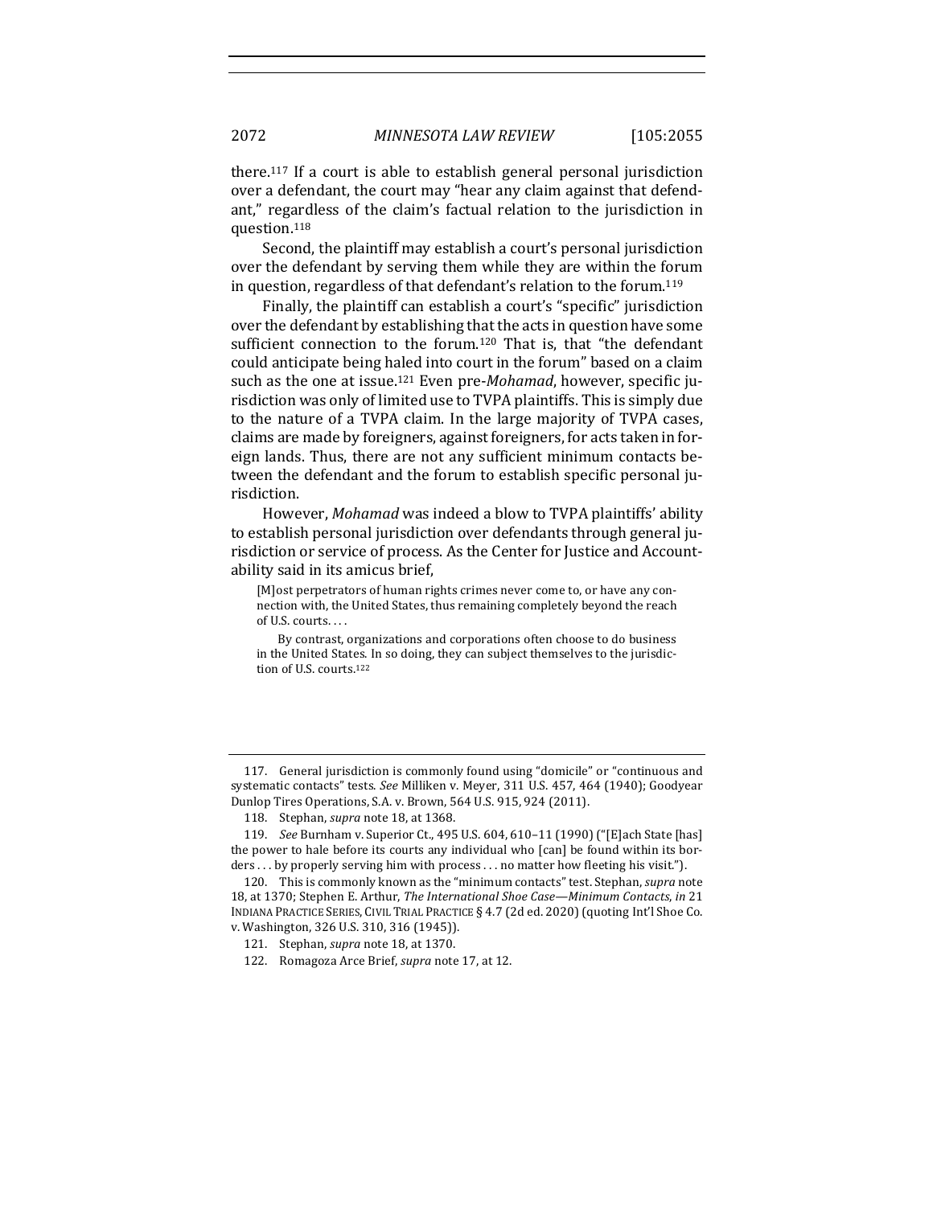there.[117] If a court is able to establish general personal jurisdiction over a defendant, the court may "hear any claim against that defendant," regardless of the claim's factual relation to the jurisdiction in question.[118]

Second, the plaintiff may establish a court's personal jurisdiction over the defendant by serving them while they are within the forum in question, regardless of that defendant's relation to the forum.[119]

Finally, the plaintiff can establish a court's "specific" jurisdiction over the defendant by establishing that the acts in question have some sufficient connection to the forum.[120] That is, that "the defendant could anticipate being haled into court in the forum" based on a claim such as the one at issue.[121] Even pre-*Mohamad*, however, specific jurisdiction was only of limited use to TVPA plaintiffs. This is simply due to the nature of a TVPA claim. In the large majority of TVPA cases, claims are made by foreigners, against foreigners, for acts taken in foreign lands. Thus, there are not any sufficient minimum contacts between the defendant and the forum to establish specific personal jurisdiction.

However, *Mohamad* was indeed a blow to TVPA plaintiffs' ability to establish personal jurisdiction over defendants through general jurisdiction or service of process. As the Center for Justice and Accountability said in its amicus brief,

> [M]ost perpetrators of human rights crimes never come to, or have any connection with, the United States, thus remaining completely beyond the reach of U.S. courts. . . .
>
> By contrast, organizations and corporations often choose to do business in the United States. In so doing, they can subject themselves to the jurisdiction of U.S. courts.[122]

---

117. General jurisdiction is commonly found using "domicile" or "continuous and systematic contacts" tests. *See* Milliken v. Meyer, 311 U.S. 457, 464 (1940); Goodyear Dunlop Tires Operations, S.A. v. Brown, 564 U.S. 915, 924 (2011).

118. Stephan, *supra* note 18, at 1368.

119. *See* Burnham v. Superior Ct., 495 U.S. 604, 610–11 (1990) ("[E]ach State [has] the power to hale before its courts any individual who [can] be found within its borders . . . by properly serving him with process . . . no matter how fleeting his visit.").

120. This is commonly known as the "minimum contacts" test. Stephan, *supra* note 18, at 1370; Stephen E. Arthur, *The International Shoe Case—Minimum Contacts*, *in* 21 INDIANA PRACTICE SERIES, CIVIL TRIAL PRACTICE § 4.7 (2d ed. 2020) (quoting Int'l Shoe Co. v. Washington, 326 U.S. 310, 316 (1945)).

121. Stephan, *supra* note 18, at 1370.

122. Romagoza Arce Brief, *supra* note 17, at 12.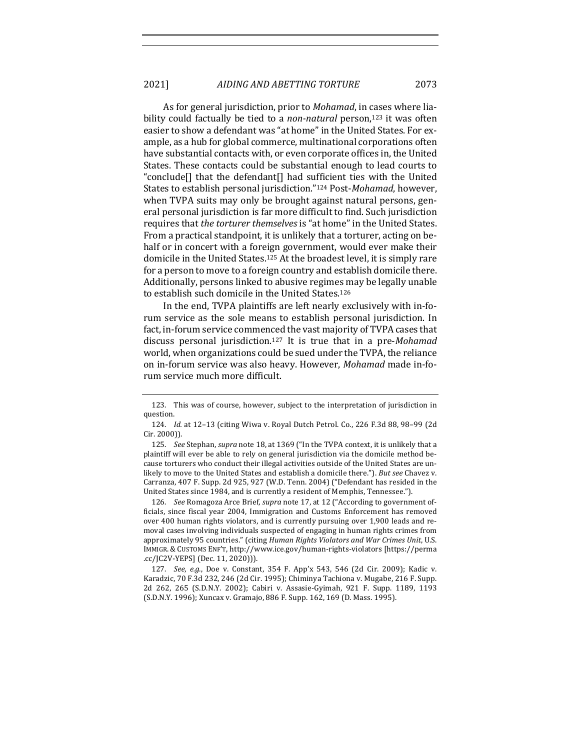As for general jurisdiction, prior to *Mohamad*, in cases where liability could factually be tied to a *non-natural* person,[123] it was often easier to show a defendant was "at home" in the United States. For example, as a hub for global commerce, multinational corporations often have substantial contacts with, or even corporate offices in, the United States. These contacts could be substantial enough to lead courts to "conclude[] that the defendant[] had sufficient ties with the United States to establish personal jurisdiction."[124] Post-*Mohamad*, however, when TVPA suits may only be brought against natural persons, general personal jurisdiction is far more difficult to find. Such jurisdiction requires that *the torturer themselves* is "at home" in the United States. From a practical standpoint, it is unlikely that a torturer, acting on behalf or in concert with a foreign government, would ever make their domicile in the United States.[125] At the broadest level, it is simply rare for a person to move to a foreign country and establish domicile there. Additionally, persons linked to abusive regimes may be legally unable to establish such domicile in the United States.[126]

In the end, TVPA plaintiffs are left nearly exclusively with in-forum service as the sole means to establish personal jurisdiction. In fact, in-forum service commenced the vast majority of TVPA cases that discuss personal jurisdiction.[127] It is true that in a pre-*Mohamad* world, when organizations could be sued under the TVPA, the reliance on in-forum service was also heavy. However, *Mohamad* made in-forum service much more difficult.

---

123. This was of course, however, subject to the interpretation of jurisdiction in question.

124. *Id.* at 12–13 (citing Wiwa v. Royal Dutch Petrol. Co., 226 F.3d 88, 98–99 (2d Cir. 2000)).

125. *See* Stephan, *supra* note 18, at 1369 ("In the TVPA context, it is unlikely that a plaintiff will ever be able to rely on general jurisdiction via the domicile method because torturers who conduct their illegal activities outside of the United States are unlikely to move to the United States and establish a domicile there."). *But see* Chavez v. Carranza, 407 F. Supp. 2d 925, 927 (W.D. Tenn. 2004) ("Defendant has resided in the United States since 1984, and is currently a resident of Memphis, Tennessee.").

126. *See* Romagoza Arce Brief, *supra* note 17, at 12 ("According to government officials, since fiscal year 2004, Immigration and Customs Enforcement has removed over 400 human rights violators, and is currently pursuing over 1,900 leads and removal cases involving individuals suspected of engaging in human rights crimes from approximately 95 countries." (citing *Human Rights Violators and War Crimes Unit*, U.S. IMMIGR. & CUSTOMS ENF'T, http://www.ice.gov/human-rights-violators [https://perma.cc/JC2V-YEPS] (Dec. 11, 2020))).

127. *See, e.g.*, Doe v. Constant, 354 F. App'x 543, 546 (2d Cir. 2009); Kadic v. Karadzic, 70 F.3d 232, 246 (2d Cir. 1995); Chiminya Tachiona v. Mugabe, 216 F. Supp. 2d 262, 265 (S.D.N.Y. 2002); Cabiri v. Assasie-Gyimah, 921 F. Supp. 1189, 1193 (S.D.N.Y. 1996); Xuncax v. Gramajo, 886 F. Supp. 162, 169 (D. Mass. 1995).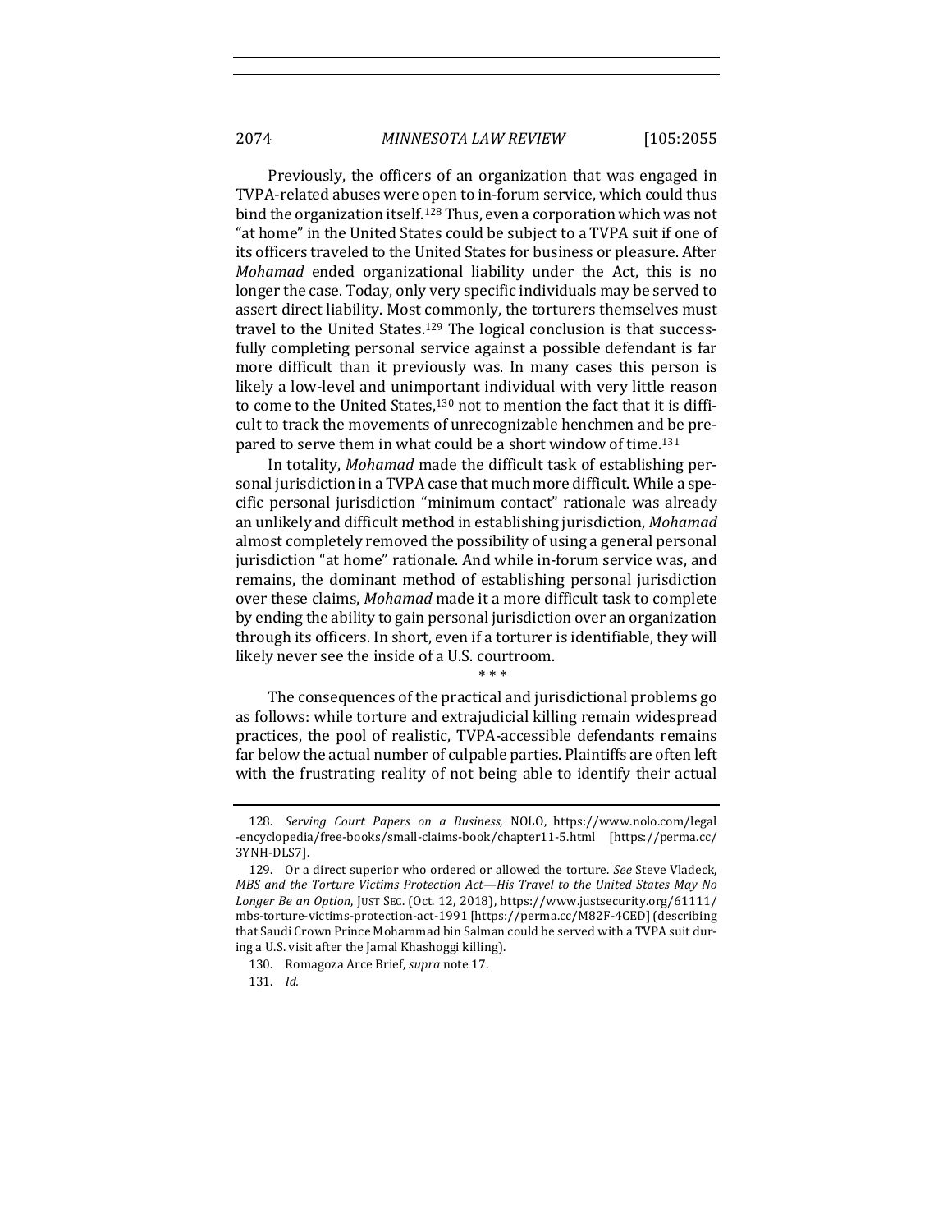Previously, the officers of an organization that was engaged in TVPA-related abuses were open to in-forum service, which could thus bind the organization itself.[128] Thus, even a corporation which was not "at home" in the United States could be subject to a TVPA suit if one of its officers traveled to the United States for business or pleasure. After *Mohamad* ended organizational liability under the Act, this is no longer the case. Today, only very specific individuals may be served to assert direct liability. Most commonly, the torturers themselves must travel to the United States.[129] The logical conclusion is that successfully completing personal service against a possible defendant is far more difficult than it previously was. In many cases this person is likely a low-level and unimportant individual with very little reason to come to the United States,[130] not to mention the fact that it is difficult to track the movements of unrecognizable henchmen and be prepared to serve them in what could be a short window of time.[131]

In totality, *Mohamad* made the difficult task of establishing personal jurisdiction in a TVPA case that much more difficult. While a specific personal jurisdiction "minimum contact" rationale was already an unlikely and difficult method in establishing jurisdiction, *Mohamad* almost completely removed the possibility of using a general personal jurisdiction "at home" rationale. And while in-forum service was, and remains, the dominant method of establishing personal jurisdiction over these claims, *Mohamad* made it a more difficult task to complete by ending the ability to gain personal jurisdiction over an organization through its officers. In short, even if a torturer is identifiable, they will likely never see the inside of a U.S. courtroom.

\* \* \*

The consequences of the practical and jurisdictional problems go as follows: while torture and extrajudicial killing remain widespread practices, the pool of realistic, TVPA-accessible defendants remains far below the actual number of culpable parties. Plaintiffs are often left with the frustrating reality of not being able to identify their actual

---

128. *Serving Court Papers on a Business*, NOLO, https://www.nolo.com/legal-encyclopedia/free-books/small-claims-book/chapter11-5.html [https://perma.cc/3YNH-DLS7].

129. Or a direct superior who ordered or allowed the torture. *See* Steve Vladeck, *MBS and the Torture Victims Protection Act—His Travel to the United States May No Longer Be an Option*, JUST SEC. (Oct. 12, 2018), https://www.justsecurity.org/61111/mbs-torture-victims-protection-act-1991 [https://perma.cc/M82F-4CED] (describing that Saudi Crown Prince Mohammad bin Salman could be served with a TVPA suit during a U.S. visit after the Jamal Khashoggi killing).

130. Romagoza Arce Brief, *supra* note 17.

131. *Id.*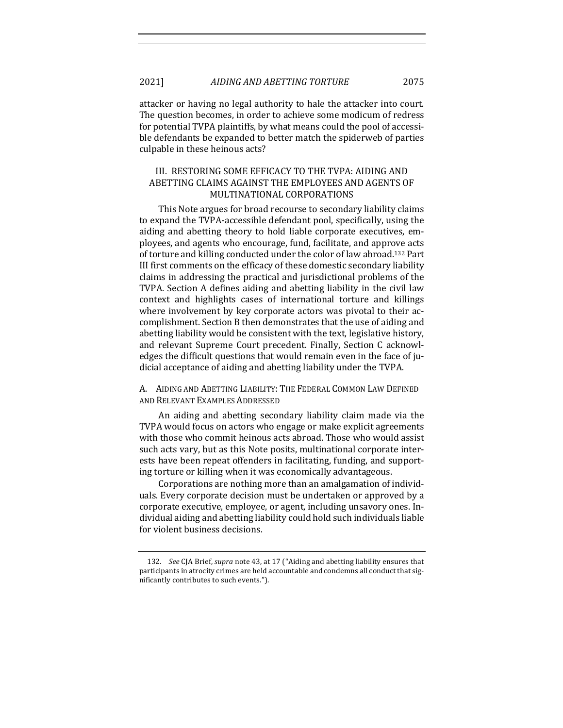attacker or having no legal authority to hale the attacker into court. The question becomes, in order to achieve some modicum of redress for potential TVPA plaintiffs, by what means could the pool of accessible defendants be expanded to better match the spiderweb of parties culpable in these heinous acts?

## III. RESTORING SOME EFFICACY TO THE TVPA: AIDING AND ABETTING CLAIMS AGAINST THE EMPLOYEES AND AGENTS OF MULTINATIONAL CORPORATIONS

This Note argues for broad recourse to secondary liability claims to expand the TVPA-accessible defendant pool, specifically, using the aiding and abetting theory to hold liable corporate executives, employees, and agents who encourage, fund, facilitate, and approve acts of torture and killing conducted under the color of law abroad.[132] Part III first comments on the efficacy of these domestic secondary liability claims in addressing the practical and jurisdictional problems of the TVPA. Section A defines aiding and abetting liability in the civil law context and highlights cases of international torture and killings where involvement by key corporate actors was pivotal to their accomplishment. Section B then demonstrates that the use of aiding and abetting liability would be consistent with the text, legislative history, and relevant Supreme Court precedent. Finally, Section C acknowledges the difficult questions that would remain even in the face of judicial acceptance of aiding and abetting liability under the TVPA.

### A. AIDING AND ABETTING LIABILITY: THE FEDERAL COMMON LAW DEFINED AND RELEVANT EXAMPLES ADDRESSED

An aiding and abetting secondary liability claim made via the TVPA would focus on actors who engage or make explicit agreements with those who commit heinous acts abroad. Those who would assist such acts vary, but as this Note posits, multinational corporate interests have been repeat offenders in facilitating, funding, and supporting torture or killing when it was economically advantageous.

Corporations are nothing more than an amalgamation of individuals. Every corporate decision must be undertaken or approved by a corporate executive, employee, or agent, including unsavory ones. Individual aiding and abetting liability could hold such individuals liable for violent business decisions.

---

132. *See* CJA Brief, *supra* note 43, at 17 ("Aiding and abetting liability ensures that participants in atrocity crimes are held accountable and condemns all conduct that significantly contributes to such events.").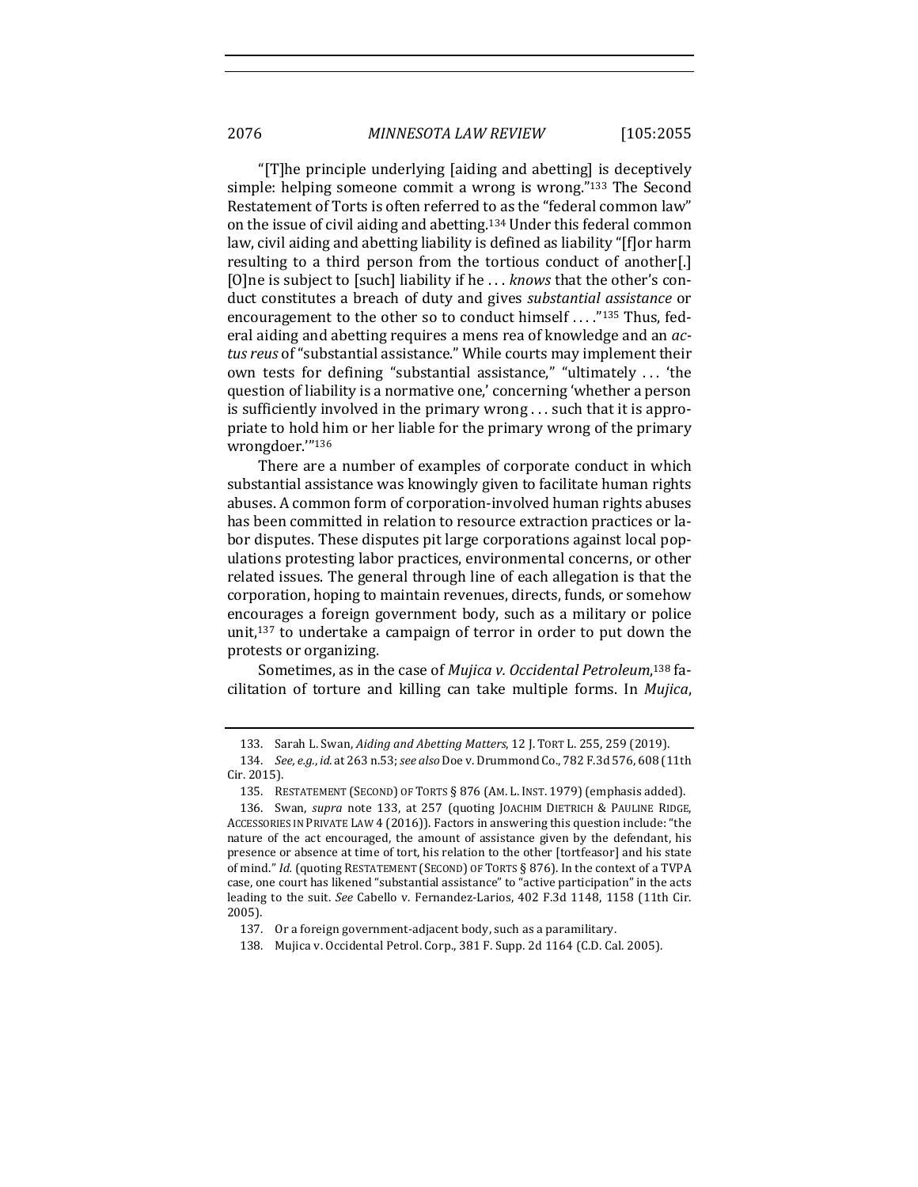"[T]he principle underlying [aiding and abetting] is deceptively simple: helping someone commit a wrong is wrong."[133] The Second Restatement of Torts is often referred to as the "federal common law" on the issue of civil aiding and abetting.[134] Under this federal common law, civil aiding and abetting liability is defined as liability "[f]or harm resulting to a third person from the tortious conduct of another[.] [O]ne is subject to [such] liability if he . . . *knows* that the other's conduct constitutes a breach of duty and gives *substantial assistance* or encouragement to the other so to conduct himself . . . ."[135] Thus, federal aiding and abetting requires a mens rea of knowledge and an *actus reus* of "substantial assistance." While courts may implement their own tests for defining "substantial assistance," "ultimately . . . 'the question of liability is a normative one,' concerning 'whether a person is sufficiently involved in the primary wrong . . . such that it is appropriate to hold him or her liable for the primary wrong of the primary wrongdoer.'"[136]

There are a number of examples of corporate conduct in which substantial assistance was knowingly given to facilitate human rights abuses. A common form of corporation-involved human rights abuses has been committed in relation to resource extraction practices or labor disputes. These disputes pit large corporations against local populations protesting labor practices, environmental concerns, or other related issues. The general through line of each allegation is that the corporation, hoping to maintain revenues, directs, funds, or somehow encourages a foreign government body, such as a military or police unit,[137] to undertake a campaign of terror in order to put down the protests or organizing.

Sometimes, as in the case of *Mujica v. Occidental Petroleum*,[138] facilitation of torture and killing can take multiple forms. In *Mujica*,

---

133. Sarah L. Swan, *Aiding and Abetting Matters*, 12 J. TORT L. 255, 259 (2019).

134. *See, e.g.*, *id.* at 263 n.53; *see also* Doe v. Drummond Co., 782 F.3d 576, 608 (11th Cir. 2015).

135. RESTATEMENT (SECOND) OF TORTS § 876 (AM. L. INST. 1979) (emphasis added).

136. Swan, *supra* note 133, at 257 (quoting JOACHIM DIETRICH & PAULINE RIDGE, ACCESSORIES IN PRIVATE LAW 4 (2016)). Factors in answering this question include: "the nature of the act encouraged, the amount of assistance given by the defendant, his presence or absence at time of tort, his relation to the other [tortfeasor] and his state of mind." *Id.* (quoting RESTATEMENT (SECOND) OF TORTS § 876). In the context of a TVPA case, one court has likened "substantial assistance" to "active participation" in the acts leading to the suit. *See* Cabello v. Fernandez-Larios, 402 F.3d 1148, 1158 (11th Cir. 2005).

137. Or a foreign government-adjacent body, such as a paramilitary.

138. Mujica v. Occidental Petrol. Corp., 381 F. Supp. 2d 1164 (C.D. Cal. 2005).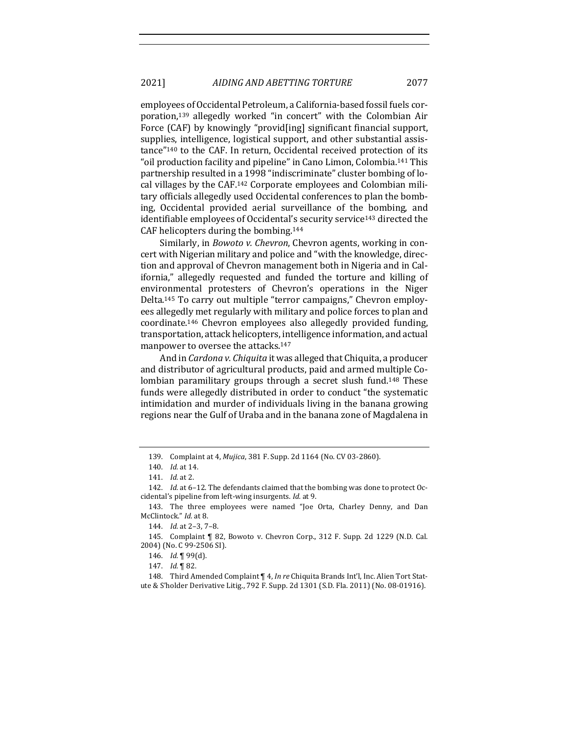employees of Occidental Petroleum, a California-based fossil fuels corporation,[139] allegedly worked "in concert" with the Colombian Air Force (CAF) by knowingly "provid[ing] significant financial support, supplies, intelligence, logistical support, and other substantial assistance"[140] to the CAF. In return, Occidental received protection of its "oil production facility and pipeline" in Cano Limon, Colombia.[141] This partnership resulted in a 1998 "indiscriminate" cluster bombing of local villages by the CAF.[142] Corporate employees and Colombian military officials allegedly used Occidental conferences to plan the bombing, Occidental provided aerial surveillance of the bombing, and identifiable employees of Occidental's security service[143] directed the CAF helicopters during the bombing.[144]

Similarly, in *Bowoto v. Chevron*, Chevron agents, working in concert with Nigerian military and police and "with the knowledge, direction and approval of Chevron management both in Nigeria and in California," allegedly requested and funded the torture and killing of environmental protesters of Chevron's operations in the Niger Delta.[145] To carry out multiple "terror campaigns," Chevron employees allegedly met regularly with military and police forces to plan and coordinate.[146] Chevron employees also allegedly provided funding, transportation, attack helicopters, intelligence information, and actual manpower to oversee the attacks.[147]

And in *Cardona v. Chiquita* it was alleged that Chiquita, a producer and distributor of agricultural products, paid and armed multiple Colombian paramilitary groups through a secret slush fund.[148] These funds were allegedly distributed in order to conduct "the systematic intimidation and murder of individuals living in the banana growing regions near the Gulf of Uraba and in the banana zone of Magdalena in

---

139. Complaint at 4, *Mujica*, 381 F. Supp. 2d 1164 (No. CV 03-2860).

140. *Id.* at 14.

141. *Id.* at 2.

142. *Id.* at 6–12. The defendants claimed that the bombing was done to protect Occidental's pipeline from left-wing insurgents. *Id.* at 9.

143. The three employees were named "Joe Orta, Charley Denny, and Dan McClintock." *Id.* at 8.

144. *Id.* at 2–3, 7–8.

145. Complaint ¶ 82, Bowoto v. Chevron Corp., 312 F. Supp. 2d 1229 (N.D. Cal. 2004) (No. C 99-2506 SI).

146. *Id.* ¶ 99(d).

147. *Id.* ¶ 82.

148. Third Amended Complaint ¶ 4, *In re* Chiquita Brands Int'l, Inc. Alien Tort Statute & S'holder Derivative Litig., 792 F. Supp. 2d 1301 (S.D. Fla. 2011) (No. 08-01916).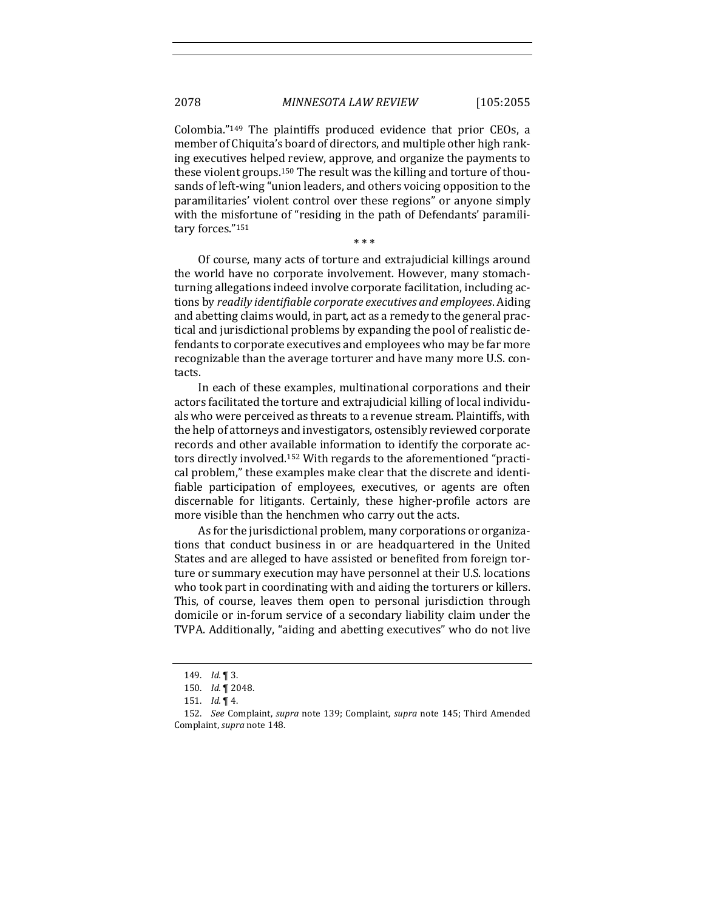Colombia."[149] The plaintiffs produced evidence that prior CEOs, a member of Chiquita's board of directors, and multiple other high ranking executives helped review, approve, and organize the payments to these violent groups.[150] The result was the killing and torture of thousands of left-wing "union leaders, and others voicing opposition to the paramilitaries' violent control over these regions" or anyone simply with the misfortune of "residing in the path of Defendants' paramilitary forces."[151]

\* \* \*

Of course, many acts of torture and extrajudicial killings around the world have no corporate involvement. However, many stomach-turning allegations indeed involve corporate facilitation, including actions by *readily identifiable corporate executives and employees*. Aiding and abetting claims would, in part, act as a remedy to the general practical and jurisdictional problems by expanding the pool of realistic defendants to corporate executives and employees who may be far more recognizable than the average torturer and have many more U.S. contacts.

In each of these examples, multinational corporations and their actors facilitated the torture and extrajudicial killing of local individuals who were perceived as threats to a revenue stream. Plaintiffs, with the help of attorneys and investigators, ostensibly reviewed corporate records and other available information to identify the corporate actors directly involved.[152] With regards to the aforementioned "practical problem," these examples make clear that the discrete and identifiable participation of employees, executives, or agents are often discernable for litigants. Certainly, these higher-profile actors are more visible than the henchmen who carry out the acts.

As for the jurisdictional problem, many corporations or organizations that conduct business in or are headquartered in the United States and are alleged to have assisted or benefited from foreign torture or summary execution may have personnel at their U.S. locations who took part in coordinating with and aiding the torturers or killers. This, of course, leaves them open to personal jurisdiction through domicile or in-forum service of a secondary liability claim under the TVPA. Additionally, "aiding and abetting executives" who do not live

149. *Id.* ¶ 3.

150. *Id.* ¶ 2048.

151. *Id.* ¶ 4.

152. *See* Complaint, *supra* note 139; Complaint, *supra* note 145; Third Amended Complaint, *supra* note 148.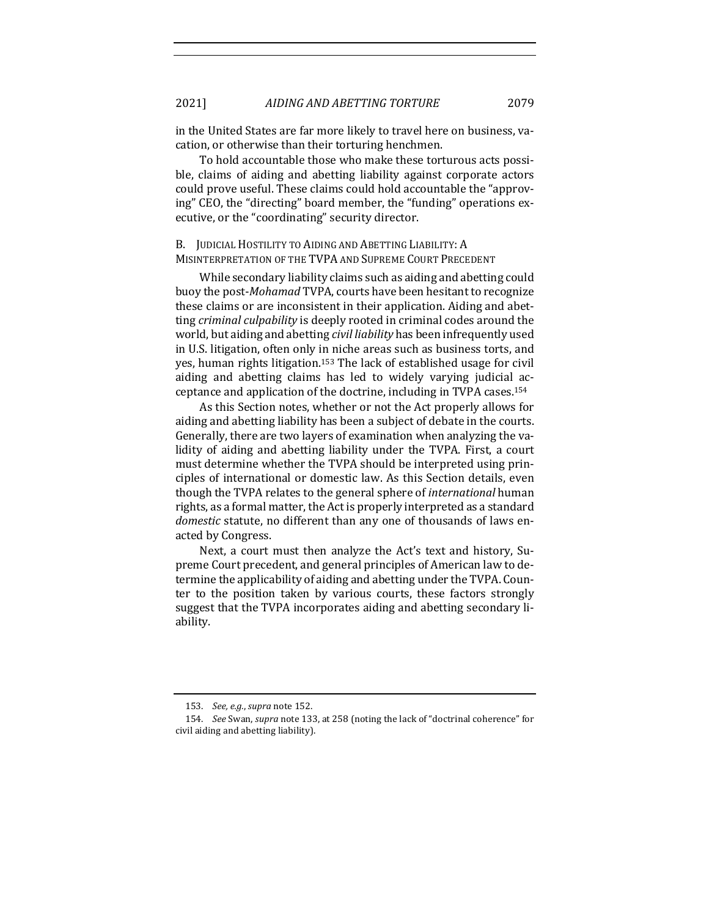in the United States are far more likely to travel here on business, vacation, or otherwise than their torturing henchmen.

To hold accountable those who make these torturous acts possible, claims of aiding and abetting liability against corporate actors could prove useful. These claims could hold accountable the "approving" CEO, the "directing" board member, the "funding" operations executive, or the "coordinating" security director.

### B. Judicial Hostility to Aiding and Abetting Liability: A Misinterpretation of the TVPA and Supreme Court Precedent

While secondary liability claims such as aiding and abetting could buoy the post-*Mohamad* TVPA, courts have been hesitant to recognize these claims or are inconsistent in their application. Aiding and abetting *criminal culpability* is deeply rooted in criminal codes around the world, but aiding and abetting *civil liability* has been infrequently used in U.S. litigation, often only in niche areas such as business torts, and yes, human rights litigation.[153] The lack of established usage for civil aiding and abetting claims has led to widely varying judicial acceptance and application of the doctrine, including in TVPA cases.[154]

As this Section notes, whether or not the Act properly allows for aiding and abetting liability has been a subject of debate in the courts. Generally, there are two layers of examination when analyzing the validity of aiding and abetting liability under the TVPA. First, a court must determine whether the TVPA should be interpreted using principles of international or domestic law. As this Section details, even though the TVPA relates to the general sphere of *international* human rights, as a formal matter, the Act is properly interpreted as a standard *domestic* statute, no different than any one of thousands of laws enacted by Congress.

Next, a court must then analyze the Act's text and history, Supreme Court precedent, and general principles of American law to determine the applicability of aiding and abetting under the TVPA. Counter to the position taken by various courts, these factors strongly suggest that the TVPA incorporates aiding and abetting secondary liability.

---

153. *See, e.g.*, *supra* note 152.

154. *See* Swan, *supra* note 133, at 258 (noting the lack of "doctrinal coherence" for civil aiding and abetting liability).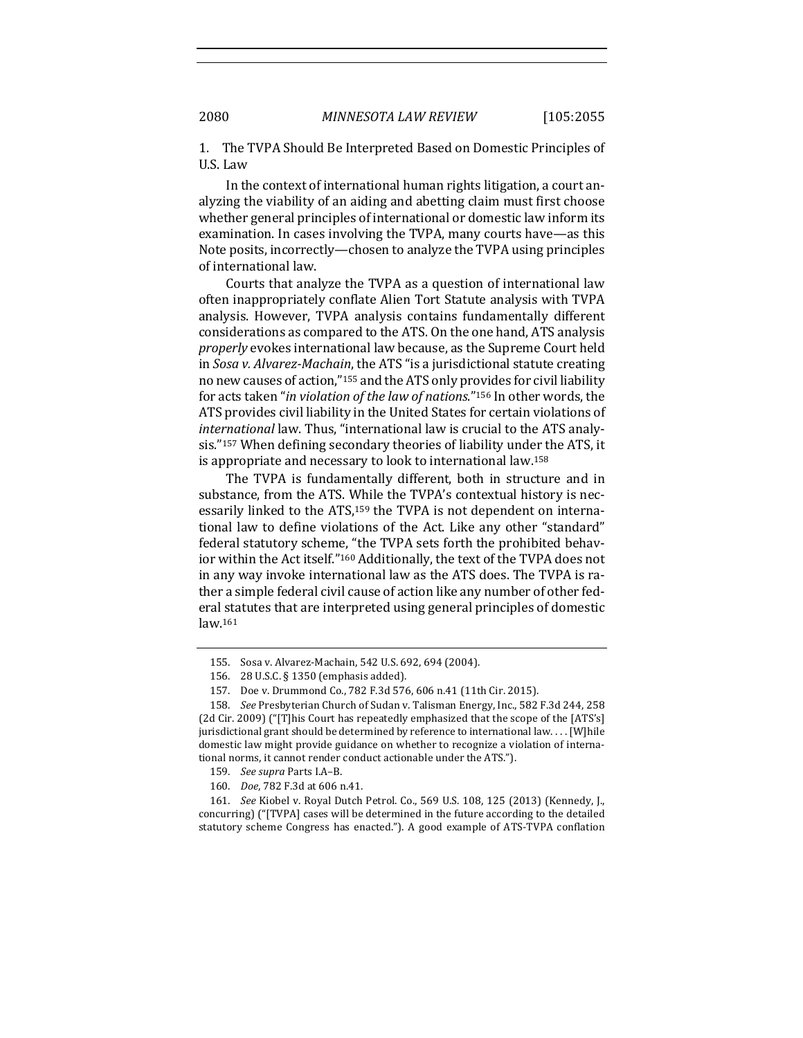### 1. The TVPA Should Be Interpreted Based on Domestic Principles of U.S. Law

In the context of international human rights litigation, a court analyzing the viability of an aiding and abetting claim must first choose whether general principles of international or domestic law inform its examination. In cases involving the TVPA, many courts have—as this Note posits, incorrectly—chosen to analyze the TVPA using principles of international law.

Courts that analyze the TVPA as a question of international law often inappropriately conflate Alien Tort Statute analysis with TVPA analysis. However, TVPA analysis contains fundamentally different considerations as compared to the ATS. On the one hand, ATS analysis *properly* evokes international law because, as the Supreme Court held in *Sosa v. Alvarez-Machain*, the ATS "is a jurisdictional statute creating no new causes of action,"[155] and the ATS only provides for civil liability for acts taken "*in violation of the law of nations*."[156] In other words, the ATS provides civil liability in the United States for certain violations of *international* law. Thus, "international law is crucial to the ATS analysis."[157] When defining secondary theories of liability under the ATS, it is appropriate and necessary to look to international law.[158]

The TVPA is fundamentally different, both in structure and in substance, from the ATS. While the TVPA's contextual history is necessarily linked to the ATS,[159] the TVPA is not dependent on international law to define violations of the Act. Like any other "standard" federal statutory scheme, "the TVPA sets forth the prohibited behavior within the Act itself."[160] Additionally, the text of the TVPA does not in any way invoke international law as the ATS does. The TVPA is rather a simple federal civil cause of action like any number of other federal statutes that are interpreted using general principles of domestic law.[161]

---

155. Sosa v. Alvarez-Machain, 542 U.S. 692, 694 (2004).

156. 28 U.S.C. § 1350 (emphasis added).

157. Doe v. Drummond Co., 782 F.3d 576, 606 n.41 (11th Cir. 2015).

158. *See* Presbyterian Church of Sudan v. Talisman Energy, Inc., 582 F.3d 244, 258 (2d Cir. 2009) ("[T]his Court has repeatedly emphasized that the scope of the [ATS's] jurisdictional grant should be determined by reference to international law. . . . [W]hile domestic law might provide guidance on whether to recognize a violation of international norms, it cannot render conduct actionable under the ATS.").

159. *See supra* Parts I.A–B.

160. *Doe*, 782 F.3d at 606 n.41.

161. *See* Kiobel v. Royal Dutch Petrol. Co., 569 U.S. 108, 125 (2013) (Kennedy, J., concurring) ("[TVPA] cases will be determined in the future according to the detailed statutory scheme Congress has enacted."). A good example of ATS-TVPA conflation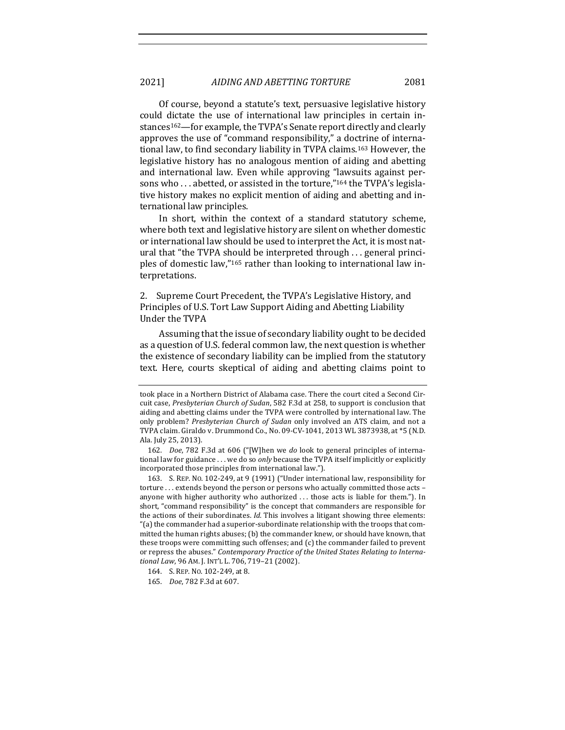Of course, beyond a statute's text, persuasive legislative history could dictate the use of international law principles in certain instances[162]—for example, the TVPA's Senate report directly and clearly approves the use of "command responsibility," a doctrine of international law, to find secondary liability in TVPA claims.[163] However, the legislative history has no analogous mention of aiding and abetting and international law. Even while approving "lawsuits against persons who . . . abetted, or assisted in the torture,"[164] the TVPA's legislative history makes no explicit mention of aiding and abetting and international law principles.

In short, within the context of a standard statutory scheme, where both text and legislative history are silent on whether domestic or international law should be used to interpret the Act, it is most natural that "the TVPA should be interpreted through . . . general principles of domestic law,"[165] rather than looking to international law interpretations.

### 2. Supreme Court Precedent, the TVPA's Legislative History, and Principles of U.S. Tort Law Support Aiding and Abetting Liability Under the TVPA

Assuming that the issue of secondary liability ought to be decided as a question of U.S. federal common law, the next question is whether the existence of secondary liability can be implied from the statutory text. Here, courts skeptical of aiding and abetting claims point to

---

took place in a Northern District of Alabama case. There the court cited a Second Circuit case, *Presbyterian Church of Sudan*, 582 F.3d at 258, to support is conclusion that aiding and abetting claims under the TVPA were controlled by international law. The only problem? *Presbyterian Church of Sudan* only involved an ATS claim, and not a TVPA claim. Giraldo v. Drummond Co., No. 09-CV-1041, 2013 WL 3873938, at *5 (N.D. Ala. July 25, 2013).

162. *Doe*, 782 F.3d at 606 ("[W]hen we *do* look to general principles of international law for guidance . . . we do so *only* because the TVPA itself implicitly or explicitly incorporated those principles from international law.").

163. S. REP. NO. 102-249, at 9 (1991) ("Under international law, responsibility for torture . . . extends beyond the person or persons who actually committed those acts – anyone with higher authority who authorized . . . those acts is liable for them."). In short, "command responsibility" is the concept that commanders are responsible for the actions of their subordinates. *Id.* This involves a litigant showing three elements: "(a) the commander had a superior-subordinate relationship with the troops that committed the human rights abuses; (b) the commander knew, or should have known, that these troops were committing such offenses; and (c) the commander failed to prevent or repress the abuses." *Contemporary Practice of the United States Relating to International Law*, 96 AM. J. INT'L L. 706, 719–21 (2002).

164. S. REP. NO. 102-249, at 8.

165. *Doe*, 782 F.3d at 607.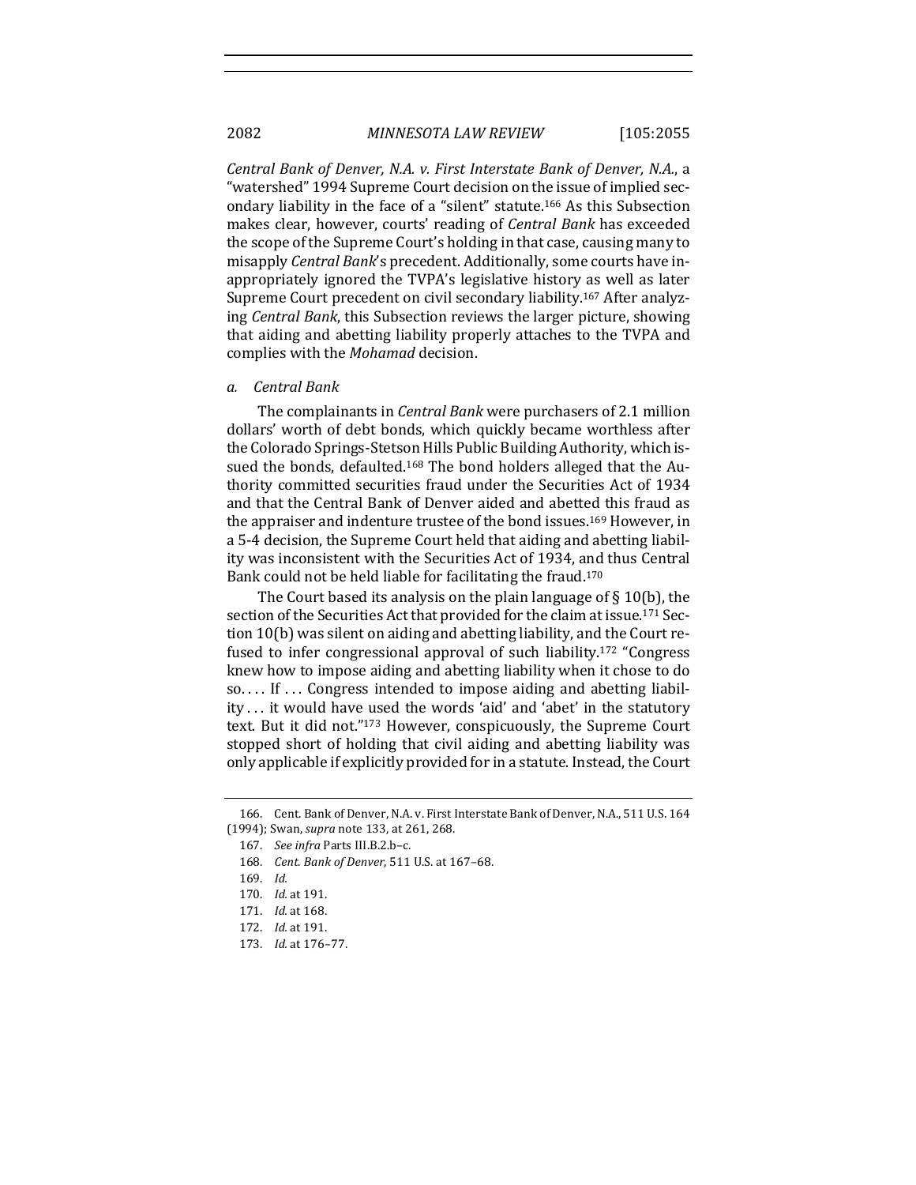*Central Bank of Denver, N.A. v. First Interstate Bank of Denver, N.A.*, a "watershed" 1994 Supreme Court decision on the issue of implied secondary liability in the face of a "silent" statute.[166] As this Subsection makes clear, however, courts' reading of *Central Bank* has exceeded the scope of the Supreme Court's holding in that case, causing many to misapply *Central Bank*'s precedent. Additionally, some courts have inappropriately ignored the TVPA's legislative history as well as later Supreme Court precedent on civil secondary liability.[167] After analyzing *Central Bank*, this Subsection reviews the larger picture, showing that aiding and abetting liability properly attaches to the TVPA and complies with the *Mohamad* decision.

*a. Central Bank*

The complainants in *Central Bank* were purchasers of 2.1 million dollars' worth of debt bonds, which quickly became worthless after the Colorado Springs-Stetson Hills Public Building Authority, which issued the bonds, defaulted.[168] The bond holders alleged that the Authority committed securities fraud under the Securities Act of 1934 and that the Central Bank of Denver aided and abetted this fraud as the appraiser and indenture trustee of the bond issues.[169] However, in a 5-4 decision, the Supreme Court held that aiding and abetting liability was inconsistent with the Securities Act of 1934, and thus Central Bank could not be held liable for facilitating the fraud.[170]

The Court based its analysis on the plain language of § 10(b), the section of the Securities Act that provided for the claim at issue.[171] Section 10(b) was silent on aiding and abetting liability, and the Court refused to infer congressional approval of such liability.[172] "Congress knew how to impose aiding and abetting liability when it chose to do so. . . . If . . . Congress intended to impose aiding and abetting liability . . . it would have used the words 'aid' and 'abet' in the statutory text. But it did not."[173] However, conspicuously, the Supreme Court stopped short of holding that civil aiding and abetting liability was only applicable if explicitly provided for in a statute. Instead, the Court

166. Cent. Bank of Denver, N.A. v. First Interstate Bank of Denver, N.A., 511 U.S. 164 (1994); Swan, *supra* note 133, at 261, 268.

167. *See infra* Parts III.B.2.b–c.

168. *Cent. Bank of Denver*, 511 U.S. at 167–68.

169. *Id.*

170. *Id.* at 191.

171. *Id.* at 168.

172. *Id.* at 191.

173. *Id.* at 176–77.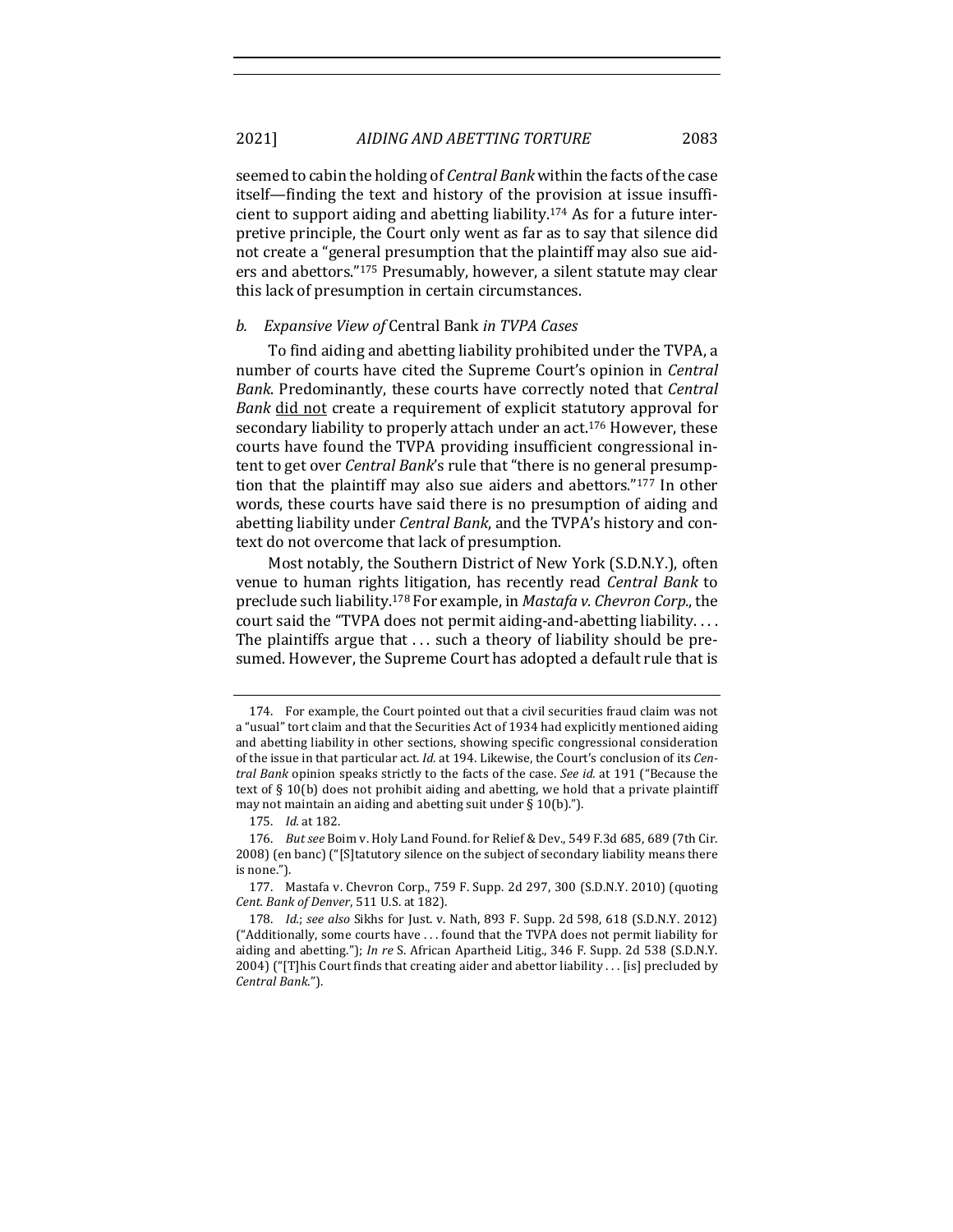seemed to cabin the holding of *Central Bank* within the facts of the case itself—finding the text and history of the provision at issue insufficient to support aiding and abetting liability.[174] As for a future interpretive principle, the Court only went as far as to say that silence did not create a "general presumption that the plaintiff may also sue aiders and abettors."[175] Presumably, however, a silent statute may clear this lack of presumption in certain circumstances.

### b. Expansive View of *Central Bank* in TVPA Cases

To find aiding and abetting liability prohibited under the TVPA, a number of courts have cited the Supreme Court's opinion in *Central Bank*. Predominantly, these courts have correctly noted that *Central Bank* <u>did not</u> create a requirement of explicit statutory approval for secondary liability to properly attach under an act.[176] However, these courts have found the TVPA providing insufficient congressional intent to get over *Central Bank*'s rule that "there is no general presumption that the plaintiff may also sue aiders and abettors."[177] In other words, these courts have said there is no presumption of aiding and abetting liability under *Central Bank*, and the TVPA's history and context do not overcome that lack of presumption.

Most notably, the Southern District of New York (S.D.N.Y.), often venue to human rights litigation, has recently read *Central Bank* to preclude such liability.[178] For example, in *Mastafa v. Chevron Corp.*, the court said the "TVPA does not permit aiding-and-abetting liability. . . . The plaintiffs argue that . . . such a theory of liability should be presumed. However, the Supreme Court has adopted a default rule that is

---

174. For example, the Court pointed out that a civil securities fraud claim was not a "usual" tort claim and that the Securities Act of 1934 had explicitly mentioned aiding and abetting liability in other sections, showing specific congressional consideration of the issue in that particular act. *Id.* at 194. Likewise, the Court's conclusion of its *Central Bank* opinion speaks strictly to the facts of the case. *See id.* at 191 ("Because the text of § 10(b) does not prohibit aiding and abetting, we hold that a private plaintiff may not maintain an aiding and abetting suit under § 10(b).").

175. *Id.* at 182.

176. *But see* Boim v. Holy Land Found. for Relief & Dev., 549 F.3d 685, 689 (7th Cir. 2008) (en banc) ("[S]tatutory silence on the subject of secondary liability means there is none.").

177. Mastafa v. Chevron Corp., 759 F. Supp. 2d 297, 300 (S.D.N.Y. 2010) (quoting *Cent. Bank of Denver*, 511 U.S. at 182).

178. *Id.*; *see also* Sikhs for Just. v. Nath, 893 F. Supp. 2d 598, 618 (S.D.N.Y. 2012) ("Additionally, some courts have . . . found that the TVPA does not permit liability for aiding and abetting."); *In re* S. African Apartheid Litig., 346 F. Supp. 2d 538 (S.D.N.Y. 2004) ("[T]his Court finds that creating aider and abettor liability . . . [is] precluded by *Central Bank.*").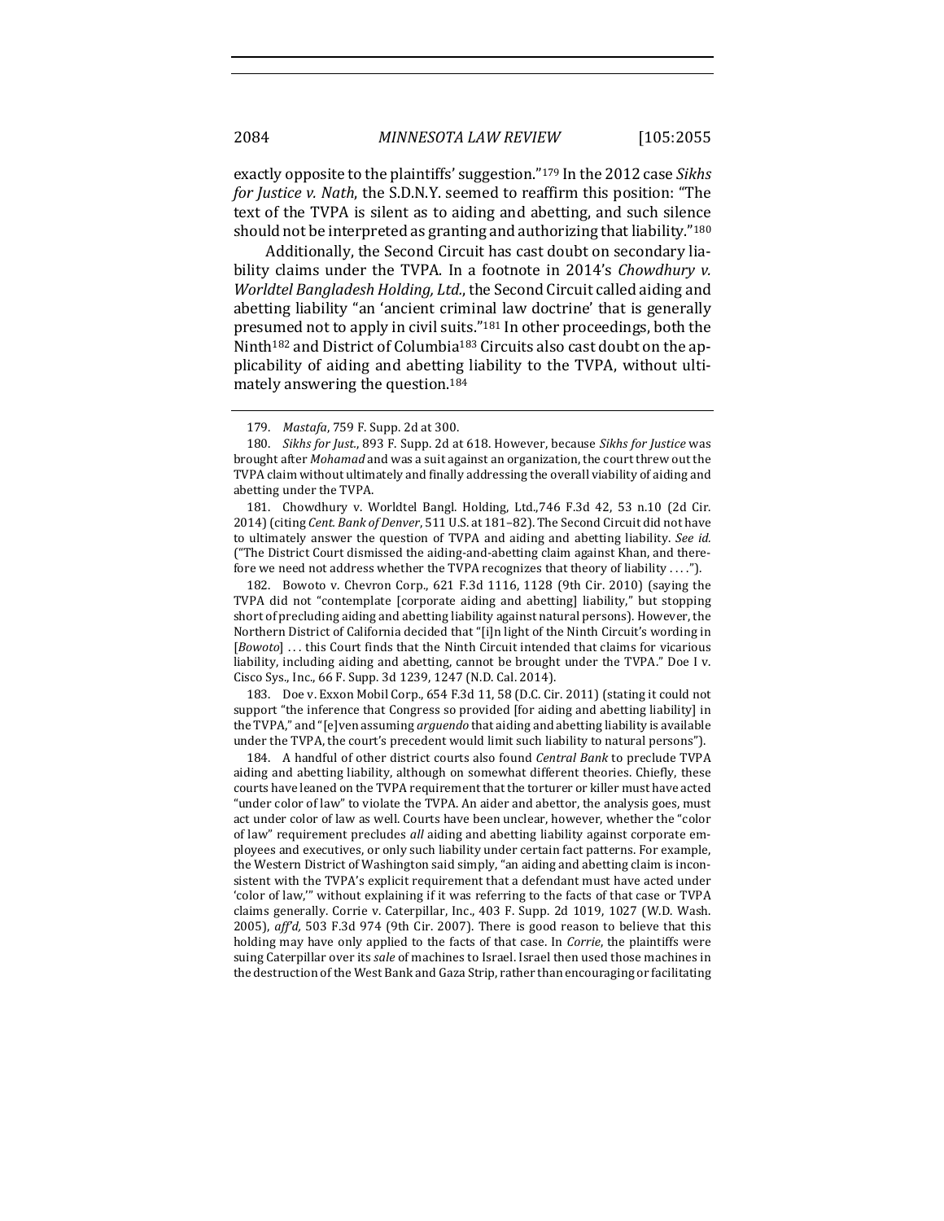exactly opposite to the plaintiffs' suggestion."[179] In the 2012 case *Sikhs for Justice v. Nath*, the S.D.N.Y. seemed to reaffirm this position: "The text of the TVPA is silent as to aiding and abetting, and such silence should not be interpreted as granting and authorizing that liability."[180]

Additionally, the Second Circuit has cast doubt on secondary liability claims under the TVPA. In a footnote in 2014's *Chowdhury v. Worldtel Bangladesh Holding, Ltd.*, the Second Circuit called aiding and abetting liability "an 'ancient criminal law doctrine' that is generally presumed not to apply in civil suits."[181] In other proceedings, both the Ninth[182] and District of Columbia[183] Circuits also cast doubt on the applicability of aiding and abetting liability to the TVPA, without ultimately answering the question.[184]

---

179. *Mastafa*, 759 F. Supp. 2d at 300.

180. *Sikhs for Just.*, 893 F. Supp. 2d at 618. However, because *Sikhs for Justice* was brought after *Mohamad* and was a suit against an organization, the court threw out the TVPA claim without ultimately and finally addressing the overall viability of aiding and abetting under the TVPA.

181. Chowdhury v. Worldtel Bangl. Holding, Ltd.,746 F.3d 42, 53 n.10 (2d Cir. 2014) (citing *Cent. Bank of Denver*, 511 U.S. at 181–82). The Second Circuit did not have to ultimately answer the question of TVPA and aiding and abetting liability. *See id.* ("The District Court dismissed the aiding-and-abetting claim against Khan, and therefore we need not address whether the TVPA recognizes that theory of liability . . . .").

182. Bowoto v. Chevron Corp., 621 F.3d 1116, 1128 (9th Cir. 2010) (saying the TVPA did not "contemplate [corporate aiding and abetting] liability," but stopping short of precluding aiding and abetting liability against natural persons). However, the Northern District of California decided that "[i]n light of the Ninth Circuit's wording in [*Bowoto*] . . . this Court finds that the Ninth Circuit intended that claims for vicarious liability, including aiding and abetting, cannot be brought under the TVPA." Doe I v. Cisco Sys., Inc., 66 F. Supp. 3d 1239, 1247 (N.D. Cal. 2014).

183. Doe v. Exxon Mobil Corp., 654 F.3d 11, 58 (D.C. Cir. 2011) (stating it could not support "the inference that Congress so provided [for aiding and abetting liability] in the TVPA," and "[e]ven assuming *arguendo* that aiding and abetting liability is available under the TVPA, the court's precedent would limit such liability to natural persons").

184. A handful of other district courts also found *Central Bank* to preclude TVPA aiding and abetting liability, although on somewhat different theories. Chiefly, these courts have leaned on the TVPA requirement that the torturer or killer must have acted "under color of law" to violate the TVPA. An aider and abettor, the analysis goes, must act under color of law as well. Courts have been unclear, however, whether the "color of law" requirement precludes *all* aiding and abetting liability against corporate employees and executives, or only such liability under certain fact patterns. For example, the Western District of Washington said simply, "an aiding and abetting claim is inconsistent with the TVPA's explicit requirement that a defendant must have acted under 'color of law,'" without explaining if it was referring to the facts of that case or TVPA claims generally. Corrie v. Caterpillar, Inc., 403 F. Supp. 2d 1019, 1027 (W.D. Wash. 2005), *aff'd*, 503 F.3d 974 (9th Cir. 2007). There is good reason to believe that this holding may have only applied to the facts of that case. In *Corrie*, the plaintiffs were suing Caterpillar over its *sale* of machines to Israel. Israel then used those machines in the destruction of the West Bank and Gaza Strip, rather than encouraging or facilitating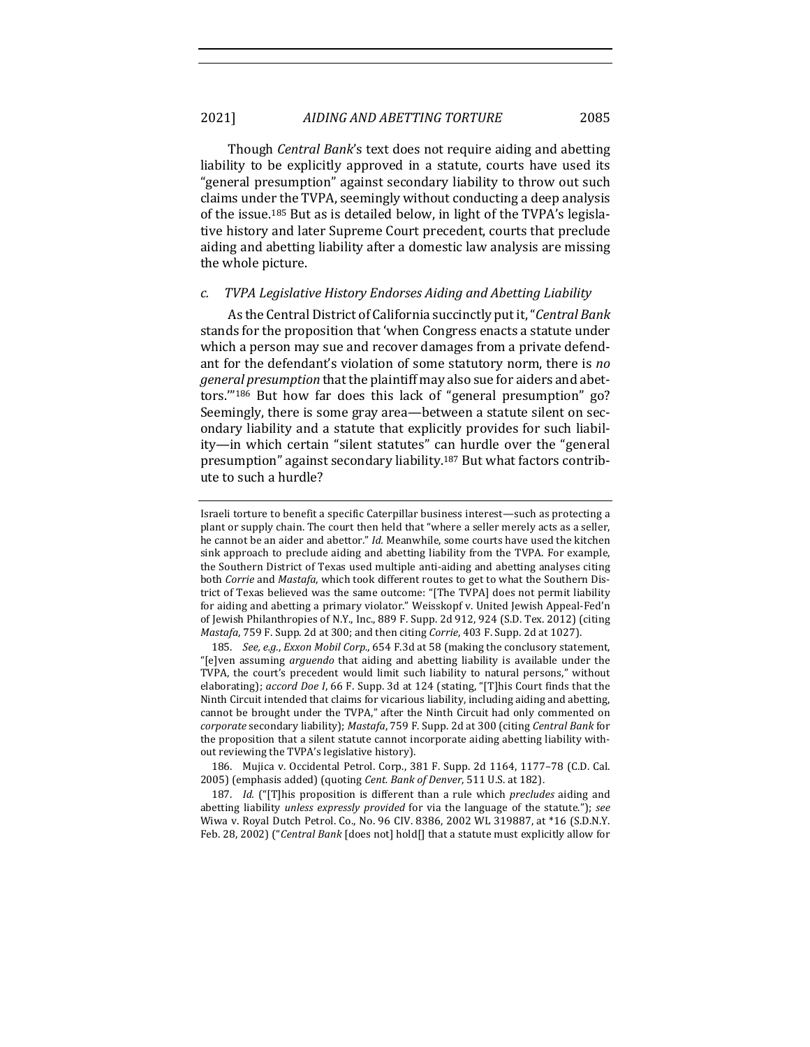Though *Central Bank*'s text does not require aiding and abetting liability to be explicitly approved in a statute, courts have used its "general presumption" against secondary liability to throw out such claims under the TVPA, seemingly without conducting a deep analysis of the issue.[185] But as is detailed below, in light of the TVPA's legislative history and later Supreme Court precedent, courts that preclude aiding and abetting liability after a domestic law analysis are missing the whole picture.

### *c. TVPA Legislative History Endorses Aiding and Abetting Liability*

As the Central District of California succinctly put it, "*Central Bank* stands for the proposition that 'when Congress enacts a statute under which a person may sue and recover damages from a private defendant for the defendant's violation of some statutory norm, there is *no general presumption* that the plaintiff may also sue for aiders and abettors.'"[186] But how far does this lack of "general presumption" go? Seemingly, there is some gray area—between a statute silent on secondary liability and a statute that explicitly provides for such liability—in which certain "silent statutes" can hurdle over the "general presumption" against secondary liability.[187] But what factors contribute to such a hurdle?

---

Israeli torture to benefit a specific Caterpillar business interest—such as protecting a plant or supply chain. The court then held that "where a seller merely acts as a seller, he cannot be an aider and abettor." *Id.* Meanwhile, some courts have used the kitchen sink approach to preclude aiding and abetting liability from the TVPA. For example, the Southern District of Texas used multiple anti-aiding and abetting analyses citing both *Corrie* and *Mastafa*, which took different routes to get to what the Southern District of Texas believed was the same outcome: "[The TVPA] does not permit liability for aiding and abetting a primary violator." Weisskopf v. United Jewish Appeal-Fed'n of Jewish Philanthropies of N.Y., Inc., 889 F. Supp. 2d 912, 924 (S.D. Tex. 2012) (citing *Mastafa*, 759 F. Supp. 2d at 300; and then citing *Corrie*, 403 F. Supp. 2d at 1027).

185. *See, e.g.*, *Exxon Mobil Corp.*, 654 F.3d at 58 (making the conclusory statement, "[e]ven assuming *arguendo* that aiding and abetting liability is available under the TVPA, the court's precedent would limit such liability to natural persons," without elaborating); *accord Doe I*, 66 F. Supp. 3d at 124 (stating, "[T]his Court finds that the Ninth Circuit intended that claims for vicarious liability, including aiding and abetting, cannot be brought under the TVPA," after the Ninth Circuit had only commented on *corporate* secondary liability); *Mastafa*, 759 F. Supp. 2d at 300 (citing *Central Bank* for the proposition that a silent statute cannot incorporate aiding abetting liability without reviewing the TVPA's legislative history).

186. Mujica v. Occidental Petrol. Corp., 381 F. Supp. 2d 1164, 1177–78 (C.D. Cal. 2005) (emphasis added) (quoting *Cent. Bank of Denver*, 511 U.S. at 182).

187. *Id.* ("[T]his proposition is different than a rule which *precludes* aiding and abetting liability *unless expressly provided* for via the language of the statute."); *see* Wiwa v. Royal Dutch Petrol. Co., No. 96 CIV. 8386, 2002 WL 319887, at *16 (S.D.N.Y. Feb. 28, 2002) ("*Central Bank* [does not] hold[] that a statute must explicitly allow for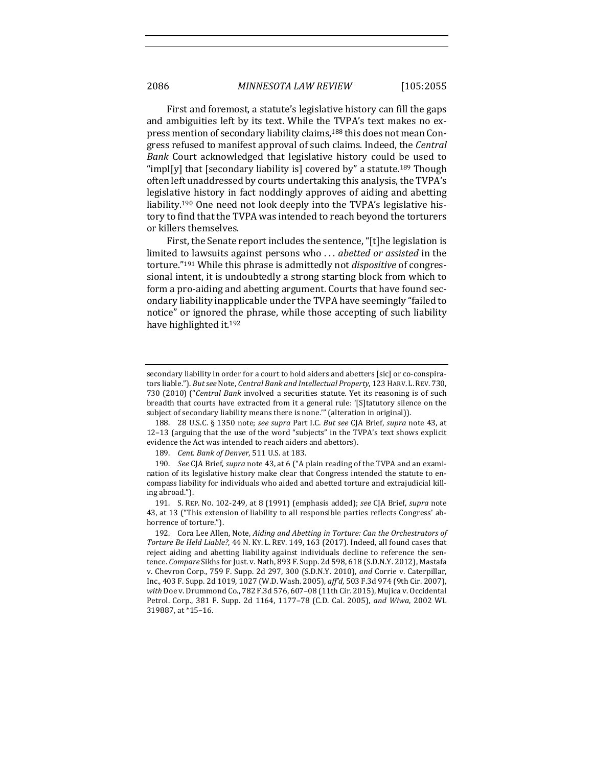First and foremost, a statute's legislative history can fill the gaps and ambiguities left by its text. While the TVPA's text makes no express mention of secondary liability claims,[188] this does not mean Congress refused to manifest approval of such claims. Indeed, the *Central Bank* Court acknowledged that legislative history could be used to "impl[y] that [secondary liability is] covered by" a statute.[189] Though often left unaddressed by courts undertaking this analysis, the TVPA's legislative history in fact noddingly approves of aiding and abetting liability.[190] One need not look deeply into the TVPA's legislative history to find that the TVPA was intended to reach beyond the torturers or killers themselves.

First, the Senate report includes the sentence, "[t]he legislation is limited to lawsuits against persons who . . . *abetted or assisted* in the torture."[191] While this phrase is admittedly not *dispositive* of congressional intent, it is undoubtedly a strong starting block from which to form a pro-aiding and abetting argument. Courts that have found secondary liability inapplicable under the TVPA have seemingly "failed to notice" or ignored the phrase, while those accepting of such liability have highlighted it.[192]

---

secondary liability in order for a court to hold aiders and abetters [sic] or co-conspirators liable."). *But see* Note, *Central Bank and Intellectual Property*, 123 HARV. L. REV. 730, 730 (2010) ("*Central Bank* involved a securities statute. Yet its reasoning is of such breadth that courts have extracted from it a general rule: '[S]tatutory silence on the subject of secondary liability means there is none.'" (alteration in original)).

188. 28 U.S.C. § 1350 note; *see supra* Part I.C. *But see* CJA Brief, *supra* note 43, at 12–13 (arguing that the use of the word "subjects" in the TVPA's text shows explicit evidence the Act was intended to reach aiders and abettors).

189. *Cent. Bank of Denver*, 511 U.S. at 183.

190. *See* CJA Brief, *supra* note 43, at 6 ("A plain reading of the TVPA and an examination of its legislative history make clear that Congress intended the statute to encompass liability for individuals who aided and abetted torture and extrajudicial killing abroad.").

191. S. REP. NO. 102-249, at 8 (1991) (emphasis added); *see* CJA Brief, *supra* note 43, at 13 ("This extension of liability to all responsible parties reflects Congress' abhorrence of torture.").

192. Cora Lee Allen, Note, *Aiding and Abetting in Torture: Can the Orchestrators of Torture Be Held Liable?*, 44 N. KY. L. REV. 149, 163 (2017). Indeed, all found cases that reject aiding and abetting liability against individuals decline to reference the sentence. *Compare* Sikhs for Just. v. Nath, 893 F. Supp. 2d 598, 618 (S.D.N.Y. 2012), Mastafa v. Chevron Corp., 759 F. Supp. 2d 297, 300 (S.D.N.Y. 2010), *and* Corrie v. Caterpillar, Inc., 403 F. Supp. 2d 1019, 1027 (W.D. Wash. 2005), *aff'd*, 503 F.3d 974 (9th Cir. 2007), *with* Doe v. Drummond Co., 782 F.3d 576, 607–08 (11th Cir. 2015), Mujica v. Occidental Petrol. Corp., 381 F. Supp. 2d 1164, 1177–78 (C.D. Cal. 2005), *and Wiwa*, 2002 WL 319887, at *15–16.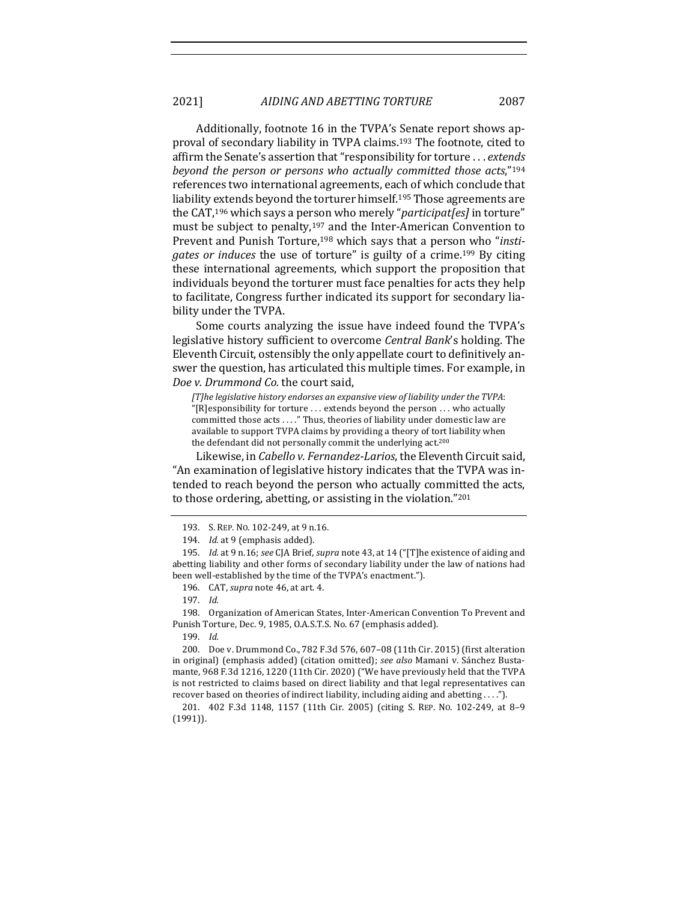Additionally, footnote 16 in the TVPA's Senate report shows approval of secondary liability in TVPA claims.[193] The footnote, cited to affirm the Senate's assertion that "responsibility for torture . . . *extends beyond the person or persons who actually committed those acts*,"[194] references two international agreements, each of which conclude that liability extends beyond the torturer himself.[195] Those agreements are the CAT,[196] which says a person who merely "*participat[es]* in torture" must be subject to penalty,[197] and the Inter-American Convention to Prevent and Punish Torture,[198] which says that a person who "*instigates or induces* the use of torture" is guilty of a crime.[199] By citing these international agreements, which support the proposition that individuals beyond the torturer must face penalties for acts they help to facilitate, Congress further indicated its support for secondary liability under the TVPA.

Some courts analyzing the issue have indeed found the TVPA's legislative history sufficient to overcome *Central Bank*'s holding. The Eleventh Circuit, ostensibly the only appellate court to definitively answer the question, has articulated this multiple times. For example, in *Doe v. Drummond Co.* the court said,

> *[T]he legislative history endorses an expansive view of liability under the TVPA*: "[R]esponsibility for torture . . . extends beyond the person . . . who actually committed those acts . . . ." Thus, theories of liability under domestic law are available to support TVPA claims by providing a theory of tort liability when the defendant did not personally commit the underlying act.[200]

Likewise, in *Cabello v. Fernandez-Larios*, the Eleventh Circuit said, "An examination of legislative history indicates that the TVPA was intended to reach beyond the person who actually committed the acts, to those ordering, abetting, or assisting in the violation."[201]

---

193. S. REP. NO. 102-249, at 9 n.16.

194. *Id.* at 9 (emphasis added).

195. *Id.* at 9 n.16; *see* CJA Brief, *supra* note 43, at 14 ("[T]he existence of aiding and abetting liability and other forms of secondary liability under the law of nations had been well-established by the time of the TVPA's enactment.").

196. CAT, *supra* note 46, at art. 4.

197. *Id.*

198. Organization of American States, Inter-American Convention To Prevent and Punish Torture, Dec. 9, 1985, O.A.S.T.S. No. 67 (emphasis added).

199. *Id.*

200. Doe v. Drummond Co., 782 F.3d 576, 607–08 (11th Cir. 2015) (first alteration in original) (emphasis added) (citation omitted); *see also* Mamani v. Sánchez Bustamante, 968 F.3d 1216, 1220 (11th Cir. 2020) ("We have previously held that the TVPA is not restricted to claims based on direct liability and that legal representatives can recover based on theories of indirect liability, including aiding and abetting . . . .").

201. 402 F.3d 1148, 1157 (11th Cir. 2005) (citing S. REP. NO. 102-249, at 8–9 (1991)).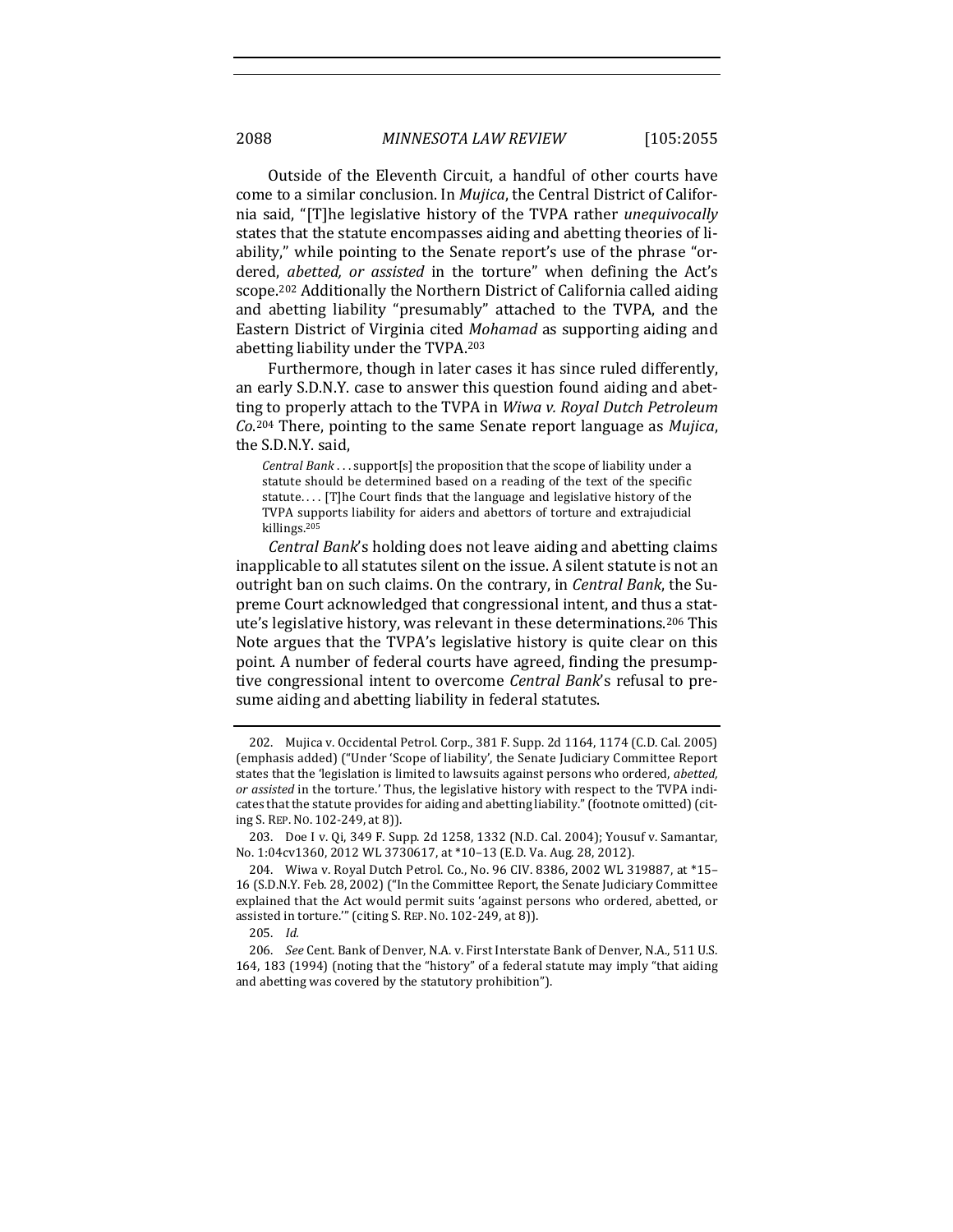Outside of the Eleventh Circuit, a handful of other courts have come to a similar conclusion. In *Mujica*, the Central District of California said, "[T]he legislative history of the TVPA rather *unequivocally* states that the statute encompasses aiding and abetting theories of liability," while pointing to the Senate report's use of the phrase "ordered, *abetted, or assisted* in the torture" when defining the Act's scope.[202] Additionally the Northern District of California called aiding and abetting liability "presumably" attached to the TVPA, and the Eastern District of Virginia cited *Mohamad* as supporting aiding and abetting liability under the TVPA.[203]

Furthermore, though in later cases it has since ruled differently, an early S.D.N.Y. case to answer this question found aiding and abetting to properly attach to the TVPA in *Wiwa v. Royal Dutch Petroleum Co*.[204] There, pointing to the same Senate report language as *Mujica*, the S.D.N.Y. said,

> *Central Bank* . . . support[s] the proposition that the scope of liability under a statute should be determined based on a reading of the text of the specific statute. . . . [T]he Court finds that the language and legislative history of the TVPA supports liability for aiders and abettors of torture and extrajudicial killings.[205]

*Central Bank*'s holding does not leave aiding and abetting claims inapplicable to all statutes silent on the issue. A silent statute is not an outright ban on such claims. On the contrary, in *Central Bank*, the Supreme Court acknowledged that congressional intent, and thus a statute's legislative history, was relevant in these determinations.[206] This Note argues that the TVPA's legislative history is quite clear on this point. A number of federal courts have agreed, finding the presumptive congressional intent to overcome *Central Bank*'s refusal to presume aiding and abetting liability in federal statutes.

---

202. Mujica v. Occidental Petrol. Corp., 381 F. Supp. 2d 1164, 1174 (C.D. Cal. 2005) (emphasis added) ("Under 'Scope of liability', the Senate Judiciary Committee Report states that the 'legislation is limited to lawsuits against persons who ordered, *abetted, or assisted* in the torture.' Thus, the legislative history with respect to the TVPA indicates that the statute provides for aiding and abetting liability." (footnote omitted) (citing S. REP. NO. 102-249, at 8)).

203. Doe I v. Qi, 349 F. Supp. 2d 1258, 1332 (N.D. Cal. 2004); Yousuf v. Samantar, No. 1:04cv1360, 2012 WL 3730617, at *10–13 (E.D. Va. Aug. 28, 2012).

204. Wiwa v. Royal Dutch Petrol. Co., No. 96 CIV. 8386, 2002 WL 319887, at *15–16 (S.D.N.Y. Feb. 28, 2002) ("In the Committee Report, the Senate Judiciary Committee explained that the Act would permit suits 'against persons who ordered, abetted, or assisted in torture.'" (citing S. REP. NO. 102-249, at 8)).

205. *Id.*

206. *See* Cent. Bank of Denver, N.A. v. First Interstate Bank of Denver, N.A., 511 U.S. 164, 183 (1994) (noting that the "history" of a federal statute may imply "that aiding and abetting was covered by the statutory prohibition").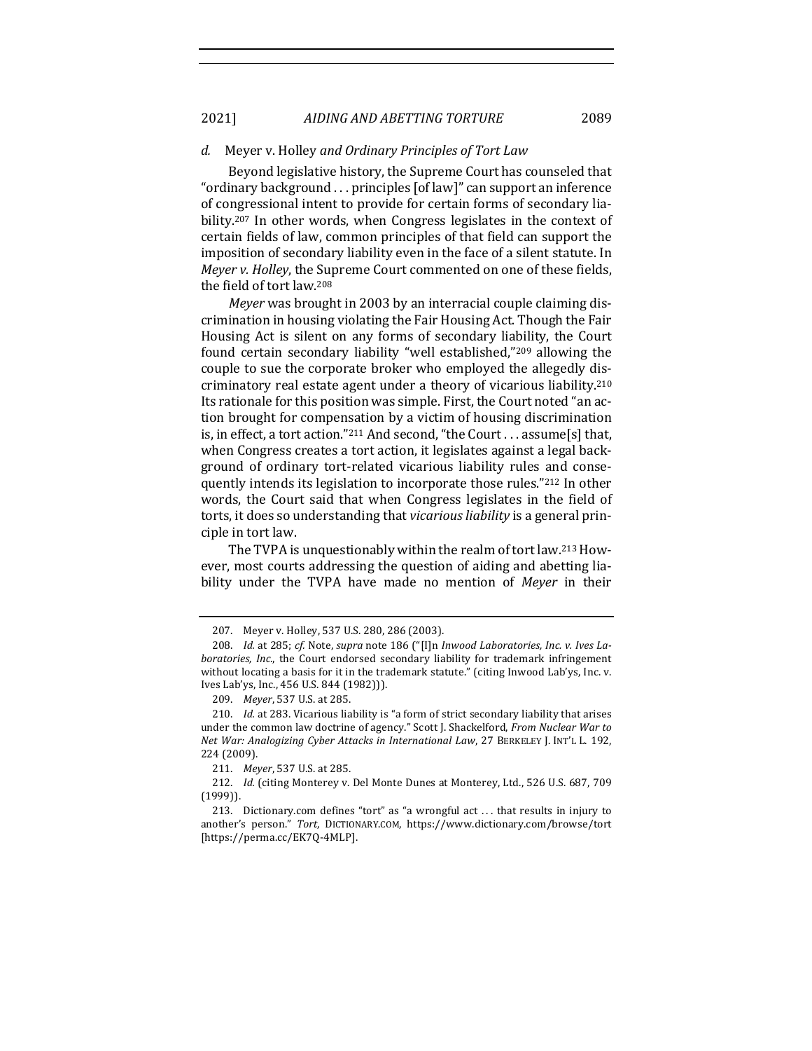#### *d.* Meyer v. Holley *and Ordinary Principles of Tort Law*

Beyond legislative history, the Supreme Court has counseled that "ordinary background . . . principles [of law]" can support an inference of congressional intent to provide for certain forms of secondary liability.[207] In other words, when Congress legislates in the context of certain fields of law, common principles of that field can support the imposition of secondary liability even in the face of a silent statute. In *Meyer v. Holley*, the Supreme Court commented on one of these fields, the field of tort law.[208]

*Meyer* was brought in 2003 by an interracial couple claiming discrimination in housing violating the Fair Housing Act. Though the Fair Housing Act is silent on any forms of secondary liability, the Court found certain secondary liability "well established,"[209] allowing the couple to sue the corporate broker who employed the allegedly discriminatory real estate agent under a theory of vicarious liability.[210] Its rationale for this position was simple. First, the Court noted "an action brought for compensation by a victim of housing discrimination is, in effect, a tort action."[211] And second, "the Court . . . assume[s] that, when Congress creates a tort action, it legislates against a legal background of ordinary tort-related vicarious liability rules and consequently intends its legislation to incorporate those rules."[212] In other words, the Court said that when Congress legislates in the field of torts, it does so understanding that *vicarious liability* is a general principle in tort law.

The TVPA is unquestionably within the realm of tort law.[213] However, most courts addressing the question of aiding and abetting liability under the TVPA have made no mention of *Meyer* in their

---

207. Meyer v. Holley, 537 U.S. 280, 286 (2003).

208. *Id.* at 285; *cf.* Note, *supra* note 186 ("[I]n *Inwood Laboratories, Inc. v. Ives Laboratories, Inc.*, the Court endorsed secondary liability for trademark infringement without locating a basis for it in the trademark statute." (citing Inwood Lab'ys, Inc. v. Ives Lab'ys, Inc., 456 U.S. 844 (1982))).

209. *Meyer*, 537 U.S. at 285.

210. *Id.* at 283. Vicarious liability is "a form of strict secondary liability that arises under the common law doctrine of agency." Scott J. Shackelford, *From Nuclear War to Net War: Analogizing Cyber Attacks in International Law*, 27 BERKELEY J. INT'L L. 192, 224 (2009).

211. *Meyer*, 537 U.S. at 285.

212. *Id.* (citing Monterey v. Del Monte Dunes at Monterey, Ltd., 526 U.S. 687, 709 (1999)).

213. Dictionary.com defines "tort" as "a wrongful act . . . that results in injury to another's person." *Tort*, DICTIONARY.COM, https://www.dictionary.com/browse/tort [https://perma.cc/EK7Q-4MLP].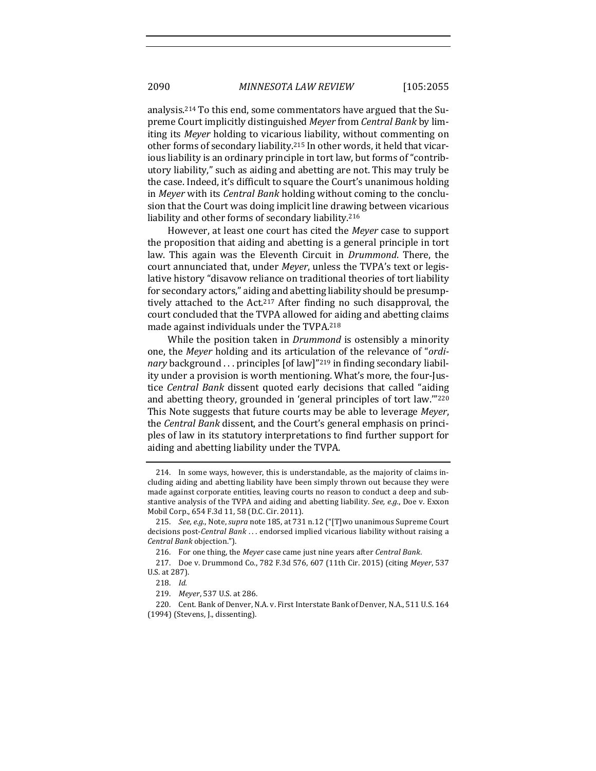analysis.[214] To this end, some commentators have argued that the Supreme Court implicitly distinguished *Meyer* from *Central Bank* by limiting its *Meyer* holding to vicarious liability, without commenting on other forms of secondary liability.[215] In other words, it held that vicarious liability is an ordinary principle in tort law, but forms of "contributory liability," such as aiding and abetting are not. This may truly be the case. Indeed, it's difficult to square the Court's unanimous holding in *Meyer* with its *Central Bank* holding without coming to the conclusion that the Court was doing implicit line drawing between vicarious liability and other forms of secondary liability.[216]

However, at least one court has cited the *Meyer* case to support the proposition that aiding and abetting is a general principle in tort law. This again was the Eleventh Circuit in *Drummond*. There, the court annunciated that, under *Meyer*, unless the TVPA's text or legislative history "disavow reliance on traditional theories of tort liability for secondary actors," aiding and abetting liability should be presumptively attached to the Act.[217] After finding no such disapproval, the court concluded that the TVPA allowed for aiding and abetting claims made against individuals under the TVPA.[218]

While the position taken in *Drummond* is ostensibly a minority one, the *Meyer* holding and its articulation of the relevance of "*ordinary* background . . . principles [of law]"[219] in finding secondary liability under a provision is worth mentioning. What's more, the four-Justice *Central Bank* dissent quoted early decisions that called "aiding and abetting theory, grounded in 'general principles of tort law.'"[220] This Note suggests that future courts may be able to leverage *Meyer*, the *Central Bank* dissent, and the Court's general emphasis on principles of law in its statutory interpretations to find further support for aiding and abetting liability under the TVPA.

---

214. In some ways, however, this is understandable, as the majority of claims including aiding and abetting liability have been simply thrown out because they were made against corporate entities, leaving courts no reason to conduct a deep and substantive analysis of the TVPA and aiding and abetting liability. *See, e.g.*, Doe v. Exxon Mobil Corp., 654 F.3d 11, 58 (D.C. Cir. 2011).

215. *See, e.g.*, Note, *supra* note 185, at 731 n.12 ("[T]wo unanimous Supreme Court decisions post-*Central Bank* . . . endorsed implied vicarious liability without raising a *Central Bank* objection.").

216. For one thing, the *Meyer* case came just nine years after *Central Bank*.

217. Doe v. Drummond Co., 782 F.3d 576, 607 (11th Cir. 2015) (citing *Meyer*, 537 U.S. at 287).

218. *Id.*

219. *Meyer*, 537 U.S. at 286.

220. Cent. Bank of Denver, N.A. v. First Interstate Bank of Denver, N.A., 511 U.S. 164 (1994) (Stevens, J., dissenting).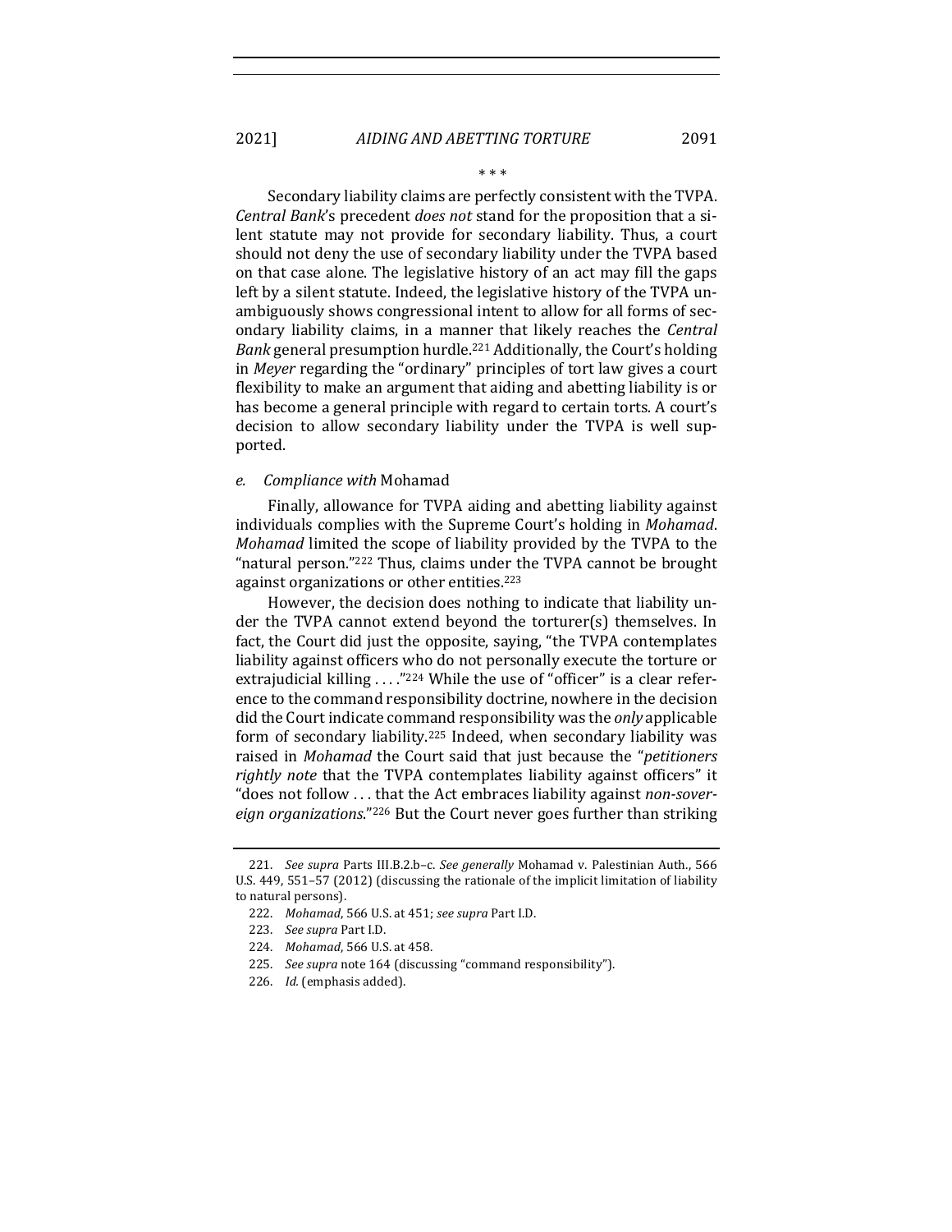\* \* \*

Secondary liability claims are perfectly consistent with the TVPA. *Central Bank*'s precedent *does not* stand for the proposition that a silent statute may not provide for secondary liability. Thus, a court should not deny the use of secondary liability under the TVPA based on that case alone. The legislative history of an act may fill the gaps left by a silent statute. Indeed, the legislative history of the TVPA unambiguously shows congressional intent to allow for all forms of secondary liability claims, in a manner that likely reaches the *Central Bank* general presumption hurdle.[221] Additionally, the Court's holding in *Meyer* regarding the "ordinary" principles of tort law gives a court flexibility to make an argument that aiding and abetting liability is or has become a general principle with regard to certain torts. A court's decision to allow secondary liability under the TVPA is well supported.

*e. Compliance with* Mohamad

Finally, allowance for TVPA aiding and abetting liability against individuals complies with the Supreme Court's holding in *Mohamad*. *Mohamad* limited the scope of liability provided by the TVPA to the "natural person."[222] Thus, claims under the TVPA cannot be brought against organizations or other entities.[223]

However, the decision does nothing to indicate that liability under the TVPA cannot extend beyond the torturer(s) themselves. In fact, the Court did just the opposite, saying, "the TVPA contemplates liability against officers who do not personally execute the torture or extrajudicial killing . . . ."[224] While the use of "officer" is a clear reference to the command responsibility doctrine, nowhere in the decision did the Court indicate command responsibility was the *only* applicable form of secondary liability.[225] Indeed, when secondary liability was raised in *Mohamad* the Court said that just because the "*petitioners rightly note* that the TVPA contemplates liability against officers" it "does not follow . . . that the Act embraces liability against *non-sovereign organizations*."[226] But the Court never goes further than striking

---

221. *See supra* Parts III.B.2.b–c. *See generally* Mohamad v. Palestinian Auth., 566 U.S. 449, 551–57 (2012) (discussing the rationale of the implicit limitation of liability to natural persons).

222. *Mohamad*, 566 U.S. at 451; *see supra* Part I.D.

223. *See supra* Part I.D.

224. *Mohamad*, 566 U.S. at 458.

225. *See supra* note 164 (discussing "command responsibility").

226. *Id.* (emphasis added).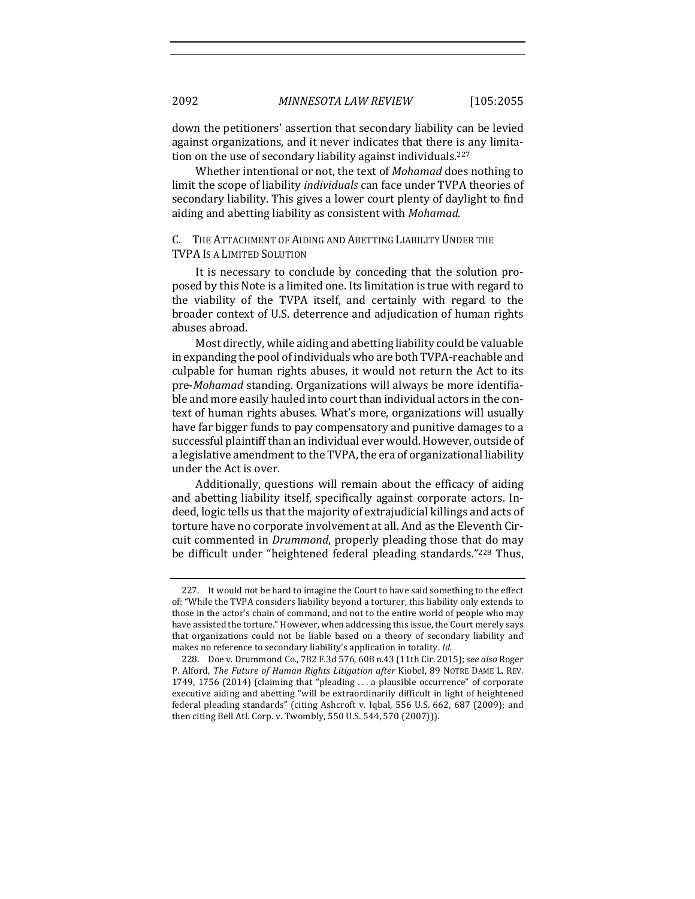down the petitioners' assertion that secondary liability can be levied against organizations, and it never indicates that there is any limitation on the use of secondary liability against individuals.[227]

Whether intentional or not, the text of *Mohamad* does nothing to limit the scope of liability *individuals* can face under TVPA theories of secondary liability. This gives a lower court plenty of daylight to find aiding and abetting liability as consistent with *Mohamad*.

### C. The Attachment of Aiding and Abetting Liability Under the TVPA Is a Limited Solution

It is necessary to conclude by conceding that the solution proposed by this Note is a limited one. Its limitation is true with regard to the viability of the TVPA itself, and certainly with regard to the broader context of U.S. deterrence and adjudication of human rights abuses abroad.

Most directly, while aiding and abetting liability could be valuable in expanding the pool of individuals who are both TVPA-reachable and culpable for human rights abuses, it would not return the Act to its pre-*Mohamad* standing. Organizations will always be more identifiable and more easily hauled into court than individual actors in the context of human rights abuses. What's more, organizations will usually have far bigger funds to pay compensatory and punitive damages to a successful plaintiff than an individual ever would. However, outside of a legislative amendment to the TVPA, the era of organizational liability under the Act is over.

Additionally, questions will remain about the efficacy of aiding and abetting liability itself, specifically against corporate actors. Indeed, logic tells us that the majority of extrajudicial killings and acts of torture have no corporate involvement at all. And as the Eleventh Circuit commented in *Drummond*, properly pleading those that do may be difficult under "heightened federal pleading standards."[228] Thus,

---

227. It would not be hard to imagine the Court to have said something to the effect of: "While the TVPA considers liability beyond a torturer, this liability only extends to those in the actor's chain of command, and not to the entire world of people who may have assisted the torture." However, when addressing this issue, the Court merely says that organizations could not be liable based on a theory of secondary liability and makes no reference to secondary liability's application in totality. *Id.*

228. Doe v. Drummond Co., 782 F.3d 576, 608 n.43 (11th Cir. 2015); *see also* Roger P. Alford, *The Future of Human Rights Litigation after* Kiobel, 89 NOTRE DAME L. REV. 1749, 1756 (2014) (claiming that "pleading . . . a plausible occurrence" of corporate executive aiding and abetting "will be extraordinarily difficult in light of heightened federal pleading standards" (citing Ashcroft v. Iqbal, 556 U.S. 662, 687 (2009); and then citing Bell Atl. Corp. v. Twombly, 550 U.S. 544, 570 (2007))).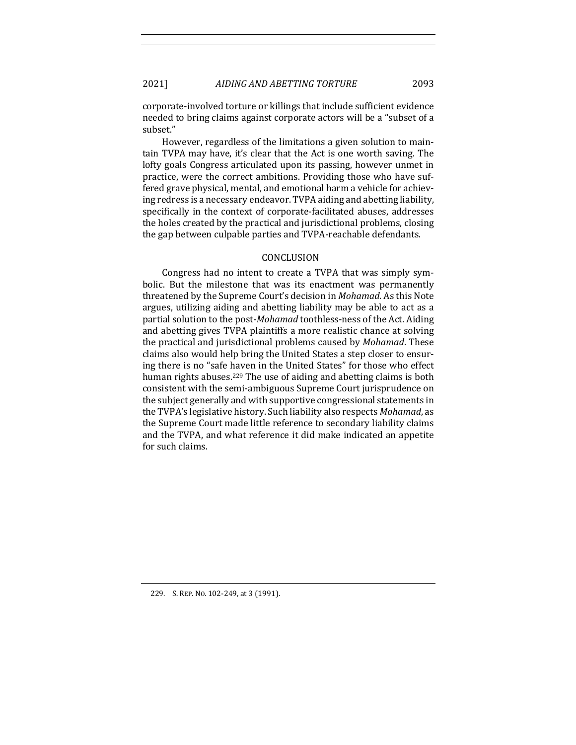corporate-involved torture or killings that include sufficient evidence needed to bring claims against corporate actors will be a "subset of a subset."

However, regardless of the limitations a given solution to maintain TVPA may have, it's clear that the Act is one worth saving. The lofty goals Congress articulated upon its passing, however unmet in practice, were the correct ambitions. Providing those who have suffered grave physical, mental, and emotional harm a vehicle for achieving redress is a necessary endeavor. TVPA aiding and abetting liability, specifically in the context of corporate-facilitated abuses, addresses the holes created by the practical and jurisdictional problems, closing the gap between culpable parties and TVPA-reachable defendants.

## CONCLUSION

Congress had no intent to create a TVPA that was simply symbolic. But the milestone that was its enactment was permanently threatened by the Supreme Court's decision in *Mohamad*. As this Note argues, utilizing aiding and abetting liability may be able to act as a partial solution to the post-*Mohamad* toothless-ness of the Act. Aiding and abetting gives TVPA plaintiffs a more realistic chance at solving the practical and jurisdictional problems caused by *Mohamad*. These claims also would help bring the United States a step closer to ensuring there is no "safe haven in the United States" for those who effect human rights abuses.[229] The use of aiding and abetting claims is both consistent with the semi-ambiguous Supreme Court jurisprudence on the subject generally and with supportive congressional statements in the TVPA's legislative history. Such liability also respects *Mohamad*, as the Supreme Court made little reference to secondary liability claims and the TVPA, and what reference it did make indicated an appetite for such claims.

229. S. REP. NO. 102-249, at 3 (1991).